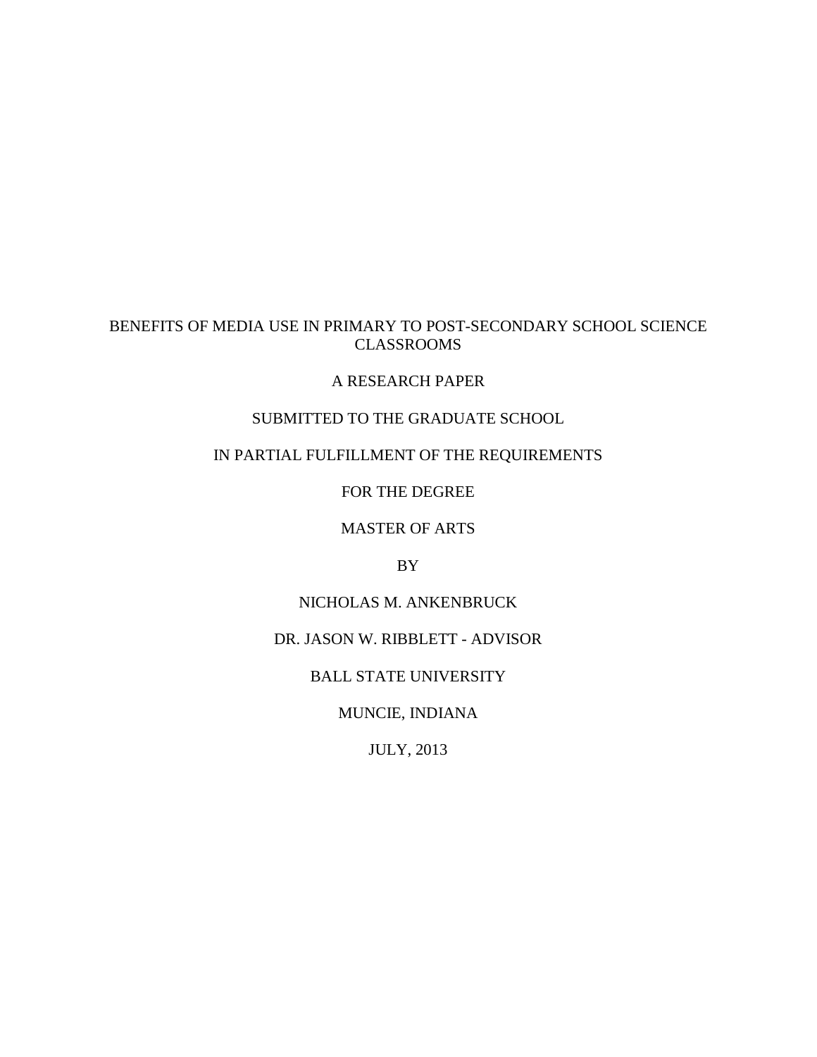# BENEFITS OF MEDIA USE IN PRIMARY TO POST-SECONDARY SCHOOL SCIENCE CLASSROOMS

A RESEARCH PAPER

SUBMITTED TO THE GRADUATE SCHOOL

IN PARTIAL FULFILLMENT OF THE REQUIREMENTS

FOR THE DEGREE

MASTER OF ARTS

BY

NICHOLAS M. ANKENBRUCK

DR. JASON W. RIBBLETT - ADVISOR

BALL STATE UNIVERSITY

MUNCIE, INDIANA

JULY, 2013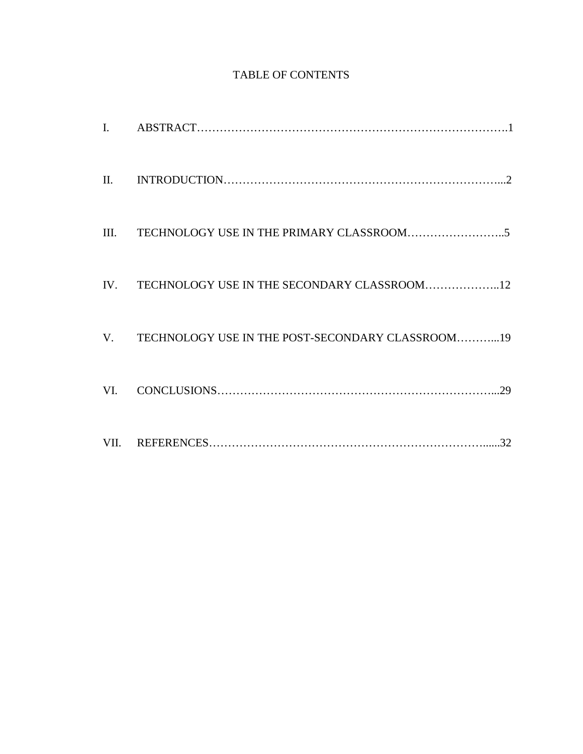# TABLE OF CONTENTS

I. ABSTRACT…………………………………………………………………………….1

II. INTRODUCTION………………………………………………………………...2

III. TECHNOLOGY USE IN THE PRIMARY CLASSROOM……………………..5

IV. TECHNOLOGY USE IN THE SECONDARY CLASSROOM………………..12

V. TECHNOLOGY USE IN THE POST-SECONDARY CLASSROOM………...19

VI. CONCLUSIONS………………………………………………………………...29

VII. REFERENCES……………………………………………………………….....32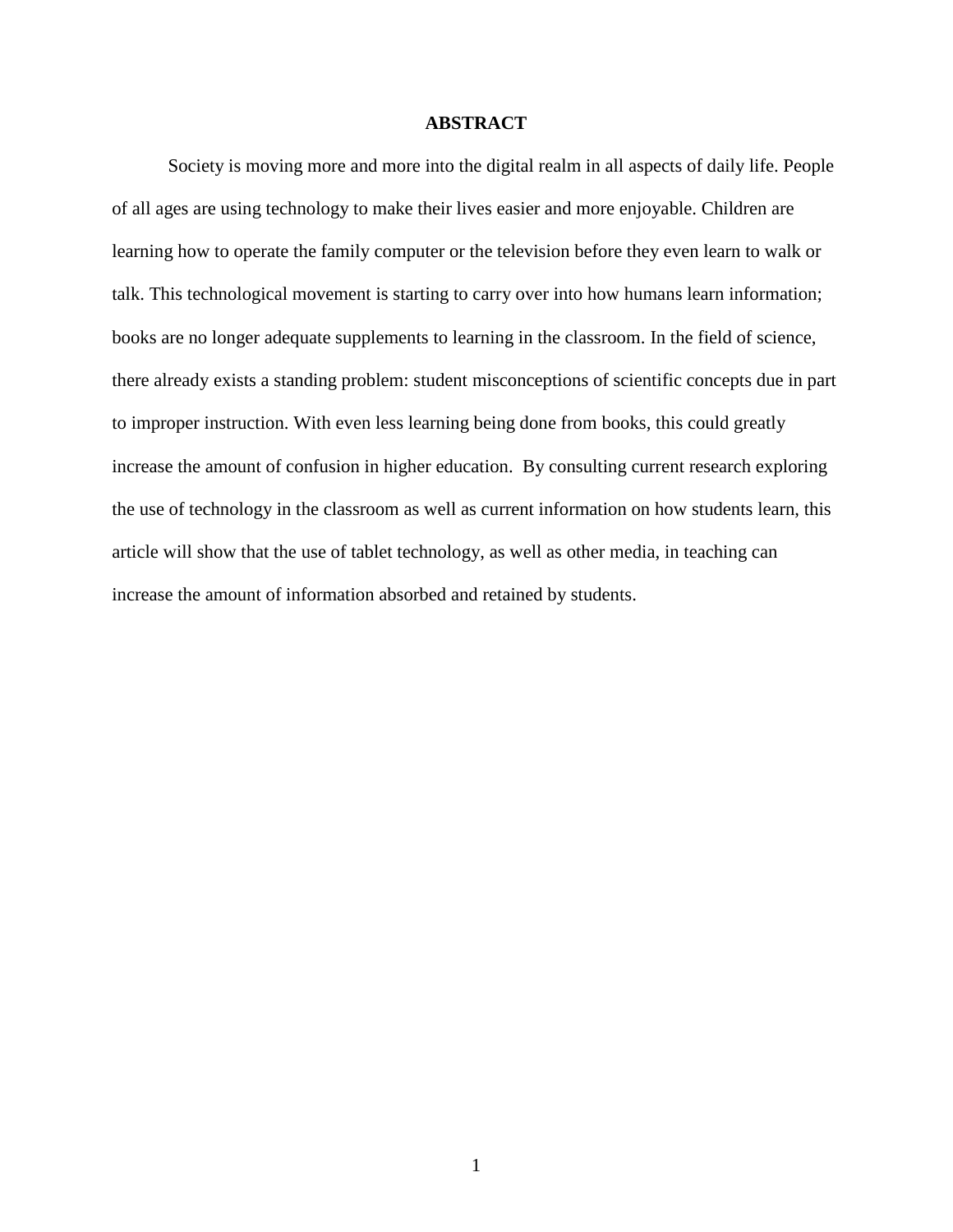# ABSTRACT

Society is moving more and more into the digital realm in all aspects of daily life. People of all ages are using technology to make their lives easier and more enjoyable. Children are learning how to operate the family computer or the television before they even learn to walk or talk. This technological movement is starting to carry over into how humans learn information; books are no longer adequate supplements to learning in the classroom. In the field of science, there already exists a standing problem: student misconceptions of scientific concepts due in part to improper instruction. With even less learning being done from books, this could greatly increase the amount of confusion in higher education. By consulting current research exploring the use of technology in the classroom as well as current information on how students learn, this article will show that the use of tablet technology, as well as other media, in teaching can increase the amount of information absorbed and retained by students.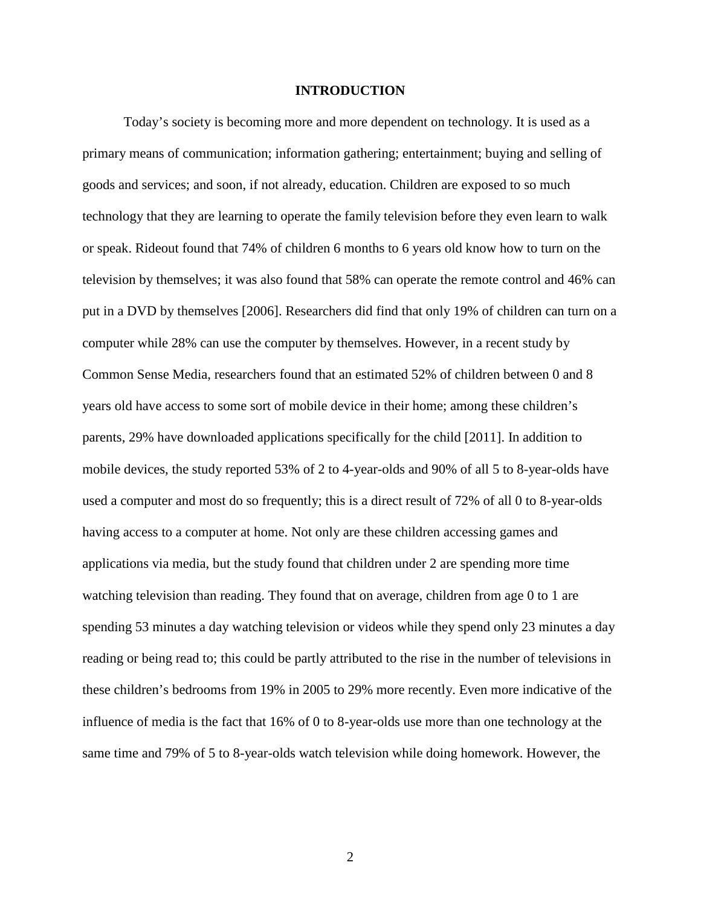# INTRODUCTION

Today's society is becoming more and more dependent on technology. It is used as a primary means of communication; information gathering; entertainment; buying and selling of goods and services; and soon, if not already, education. Children are exposed to so much technology that they are learning to operate the family television before they even learn to walk or speak. Rideout found that 74% of children 6 months to 6 years old know how to turn on the television by themselves; it was also found that 58% can operate the remote control and 46% can put in a DVD by themselves [2006]. Researchers did find that only 19% of children can turn on a computer while 28% can use the computer by themselves. However, in a recent study by Common Sense Media, researchers found that an estimated 52% of children between 0 and 8 years old have access to some sort of mobile device in their home; among these children's parents, 29% have downloaded applications specifically for the child [2011]. In addition to mobile devices, the study reported 53% of 2 to 4-year-olds and 90% of all 5 to 8-year-olds have used a computer and most do so frequently; this is a direct result of 72% of all 0 to 8-year-olds having access to a computer at home. Not only are these children accessing games and applications via media, but the study found that children under 2 are spending more time watching television than reading. They found that on average, children from age 0 to 1 are spending 53 minutes a day watching television or videos while they spend only 23 minutes a day reading or being read to; this could be partly attributed to the rise in the number of televisions in these children's bedrooms from 19% in 2005 to 29% more recently. Even more indicative of the influence of media is the fact that 16% of 0 to 8-year-olds use more than one technology at the same time and 79% of 5 to 8-year-olds watch television while doing homework. However, the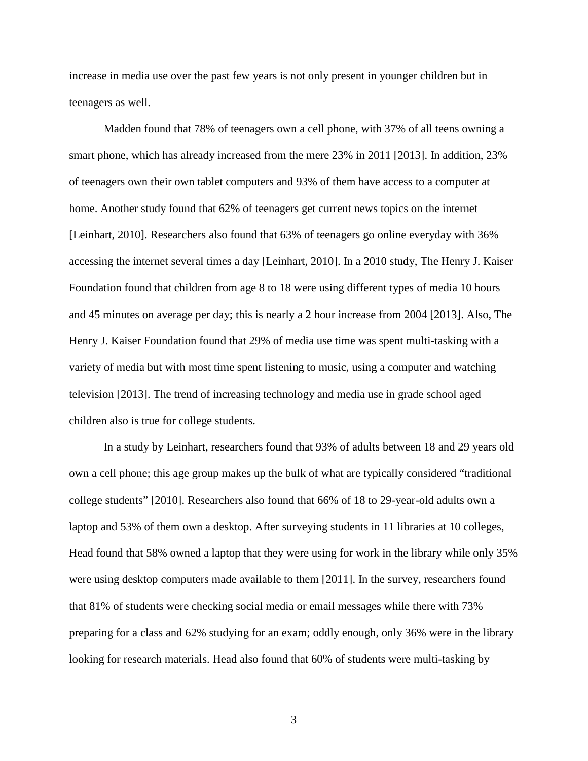increase in media use over the past few years is not only present in younger children but in teenagers as well.

Madden found that 78% of teenagers own a cell phone, with 37% of all teens owning a smart phone, which has already increased from the mere 23% in 2011 [2013]. In addition, 23% of teenagers own their own tablet computers and 93% of them have access to a computer at home. Another study found that 62% of teenagers get current news topics on the internet [Leinhart, 2010]. Researchers also found that 63% of teenagers go online everyday with 36% accessing the internet several times a day [Leinhart, 2010]. In a 2010 study, The Henry J. Kaiser Foundation found that children from age 8 to 18 were using different types of media 10 hours and 45 minutes on average per day; this is nearly a 2 hour increase from 2004 [2013]. Also, The Henry J. Kaiser Foundation found that 29% of media use time was spent multi-tasking with a variety of media but with most time spent listening to music, using a computer and watching television [2013]. The trend of increasing technology and media use in grade school aged children also is true for college students.

In a study by Leinhart, researchers found that 93% of adults between 18 and 29 years old own a cell phone; this age group makes up the bulk of what are typically considered "traditional college students" [2010]. Researchers also found that 66% of 18 to 29-year-old adults own a laptop and 53% of them own a desktop. After surveying students in 11 libraries at 10 colleges, Head found that 58% owned a laptop that they were using for work in the library while only 35% were using desktop computers made available to them [2011]. In the survey, researchers found that 81% of students were checking social media or email messages while there with 73% preparing for a class and 62% studying for an exam; oddly enough, only 36% were in the library looking for research materials. Head also found that 60% of students were multi-tasking by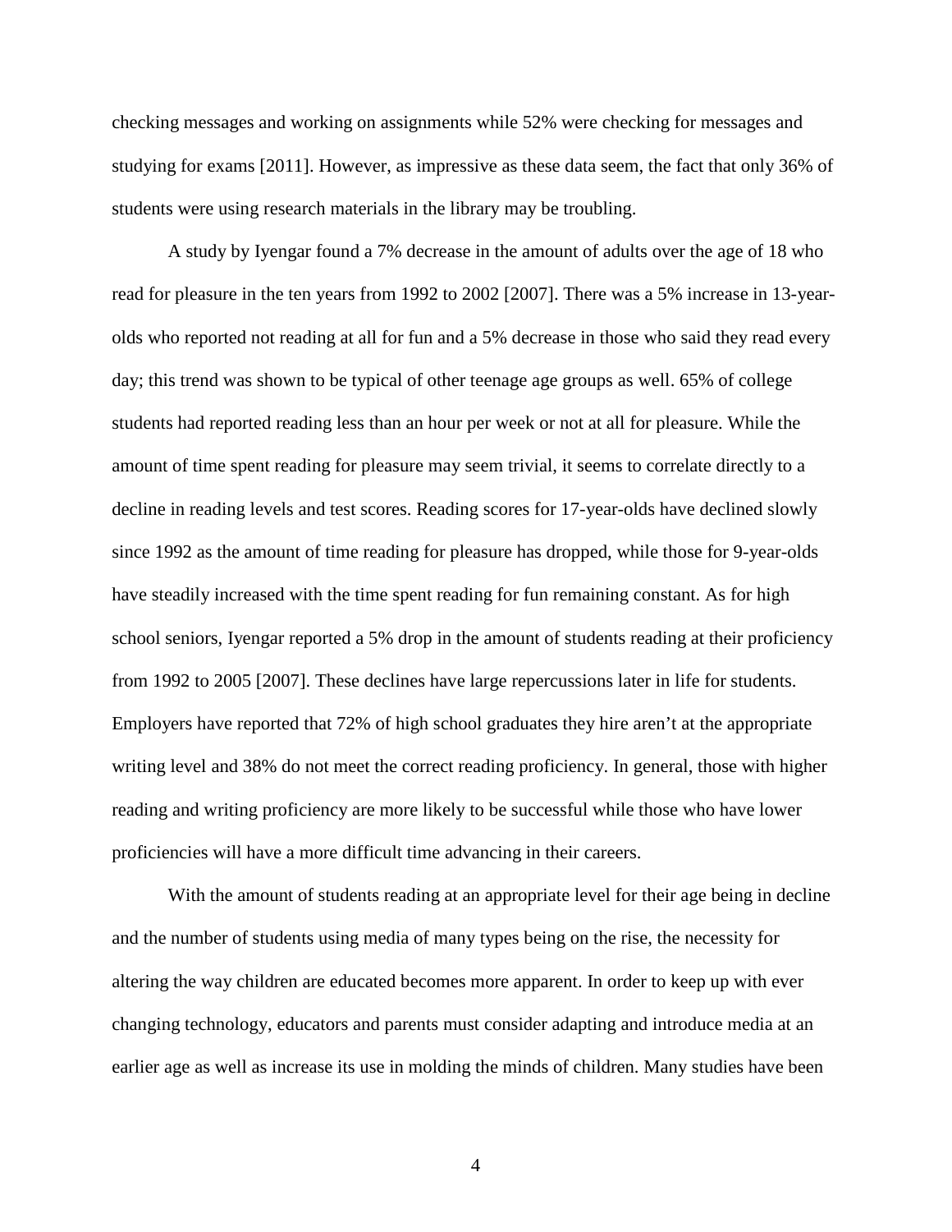checking messages and working on assignments while 52% were checking for messages and studying for exams [2011]. However, as impressive as these data seem, the fact that only 36% of students were using research materials in the library may be troubling.

A study by Iyengar found a 7% decrease in the amount of adults over the age of 18 who read for pleasure in the ten years from 1992 to 2002 [2007]. There was a 5% increase in 13-year-olds who reported not reading at all for fun and a 5% decrease in those who said they read every day; this trend was shown to be typical of other teenage age groups as well. 65% of college students had reported reading less than an hour per week or not at all for pleasure. While the amount of time spent reading for pleasure may seem trivial, it seems to correlate directly to a decline in reading levels and test scores. Reading scores for 17-year-olds have declined slowly since 1992 as the amount of time reading for pleasure has dropped, while those for 9-year-olds have steadily increased with the time spent reading for fun remaining constant. As for high school seniors, Iyengar reported a 5% drop in the amount of students reading at their proficiency from 1992 to 2005 [2007]. These declines have large repercussions later in life for students. Employers have reported that 72% of high school graduates they hire aren't at the appropriate writing level and 38% do not meet the correct reading proficiency. In general, those with higher reading and writing proficiency are more likely to be successful while those who have lower proficiencies will have a more difficult time advancing in their careers.

With the amount of students reading at an appropriate level for their age being in decline and the number of students using media of many types being on the rise, the necessity for altering the way children are educated becomes more apparent. In order to keep up with ever changing technology, educators and parents must consider adapting and introduce media at an earlier age as well as increase its use in molding the minds of children. Many studies have been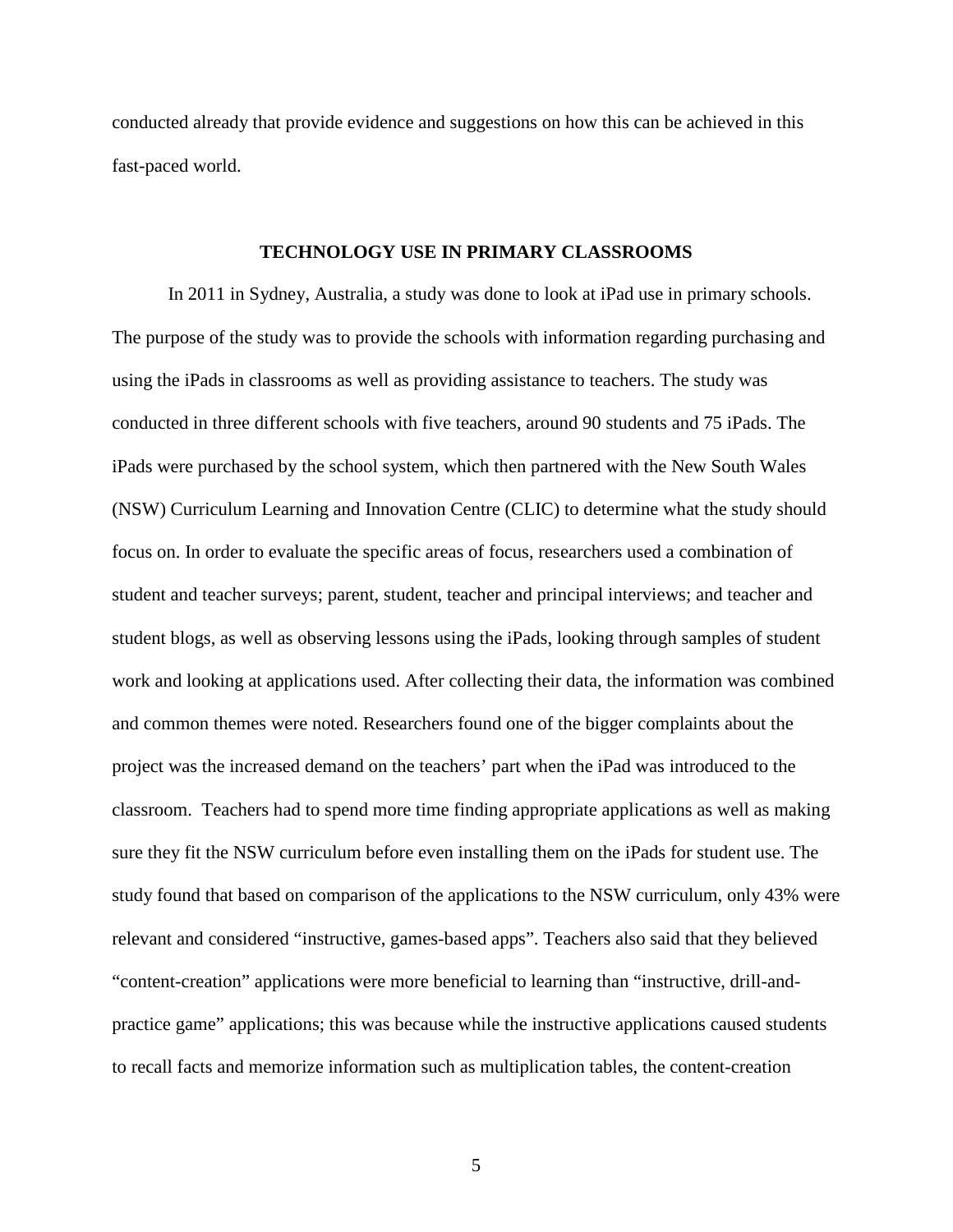conducted already that provide evidence and suggestions on how this can be achieved in this fast-paced world.

## TECHNOLOGY USE IN PRIMARY CLASSROOMS

In 2011 in Sydney, Australia, a study was done to look at iPad use in primary schools. The purpose of the study was to provide the schools with information regarding purchasing and using the iPads in classrooms as well as providing assistance to teachers. The study was conducted in three different schools with five teachers, around 90 students and 75 iPads. The iPads were purchased by the school system, which then partnered with the New South Wales (NSW) Curriculum Learning and Innovation Centre (CLIC) to determine what the study should focus on. In order to evaluate the specific areas of focus, researchers used a combination of student and teacher surveys; parent, student, teacher and principal interviews; and teacher and student blogs, as well as observing lessons using the iPads, looking through samples of student work and looking at applications used. After collecting their data, the information was combined and common themes were noted. Researchers found one of the bigger complaints about the project was the increased demand on the teachers' part when the iPad was introduced to the classroom. Teachers had to spend more time finding appropriate applications as well as making sure they fit the NSW curriculum before even installing them on the iPads for student use. The study found that based on comparison of the applications to the NSW curriculum, only 43% were relevant and considered "instructive, games-based apps". Teachers also said that they believed "content-creation" applications were more beneficial to learning than "instructive, drill-and-practice game" applications; this was because while the instructive applications caused students to recall facts and memorize information such as multiplication tables, the content-creation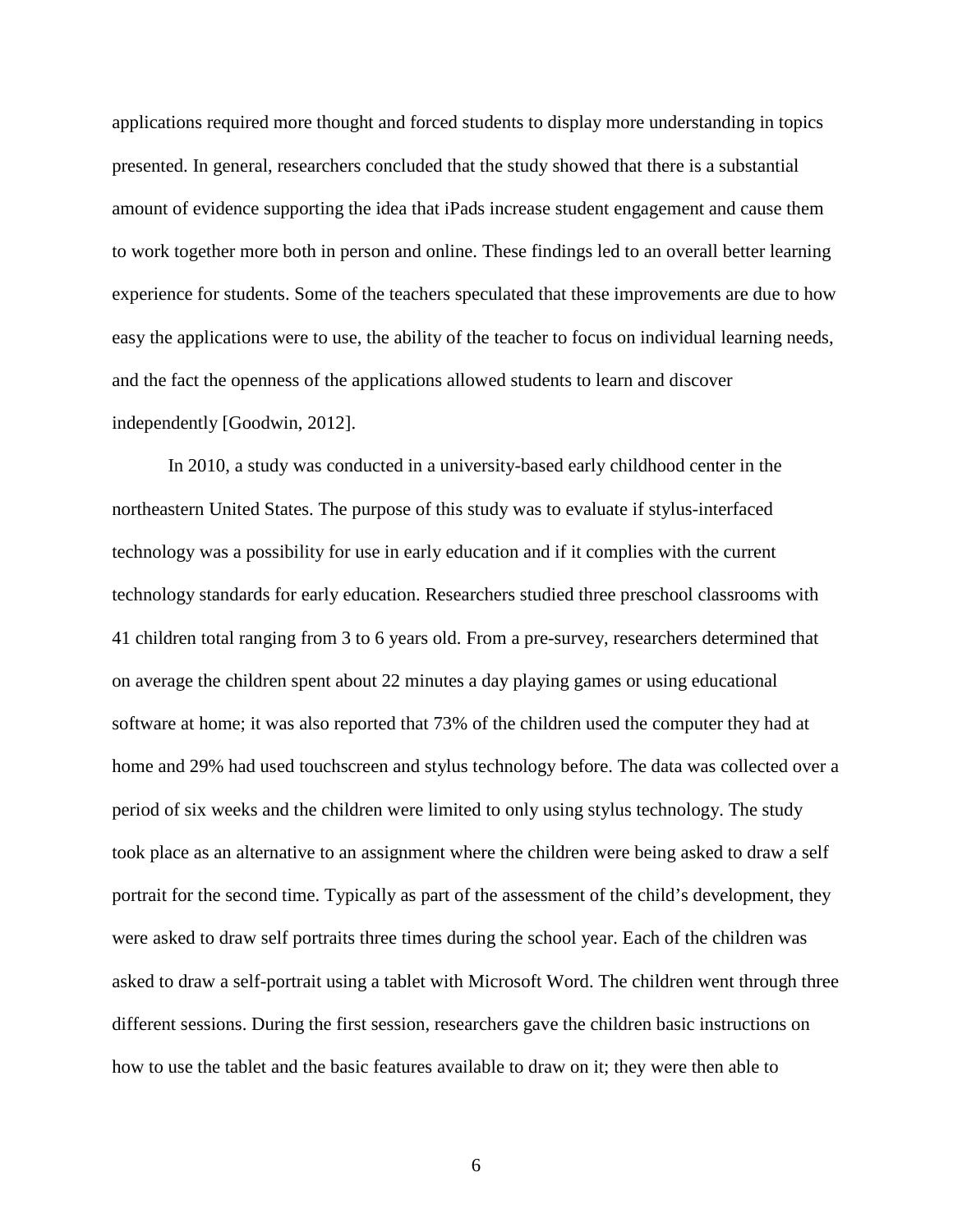applications required more thought and forced students to display more understanding in topics presented. In general, researchers concluded that the study showed that there is a substantial amount of evidence supporting the idea that iPads increase student engagement and cause them to work together more both in person and online. These findings led to an overall better learning experience for students. Some of the teachers speculated that these improvements are due to how easy the applications were to use, the ability of the teacher to focus on individual learning needs, and the fact the openness of the applications allowed students to learn and discover independently [Goodwin, 2012].

In 2010, a study was conducted in a university-based early childhood center in the northeastern United States. The purpose of this study was to evaluate if stylus-interfaced technology was a possibility for use in early education and if it complies with the current technology standards for early education. Researchers studied three preschool classrooms with 41 children total ranging from 3 to 6 years old. From a pre-survey, researchers determined that on average the children spent about 22 minutes a day playing games or using educational software at home; it was also reported that 73% of the children used the computer they had at home and 29% had used touchscreen and stylus technology before. The data was collected over a period of six weeks and the children were limited to only using stylus technology. The study took place as an alternative to an assignment where the children were being asked to draw a self portrait for the second time. Typically as part of the assessment of the child's development, they were asked to draw self portraits three times during the school year. Each of the children was asked to draw a self-portrait using a tablet with Microsoft Word. The children went through three different sessions. During the first session, researchers gave the children basic instructions on how to use the tablet and the basic features available to draw on it; they were then able to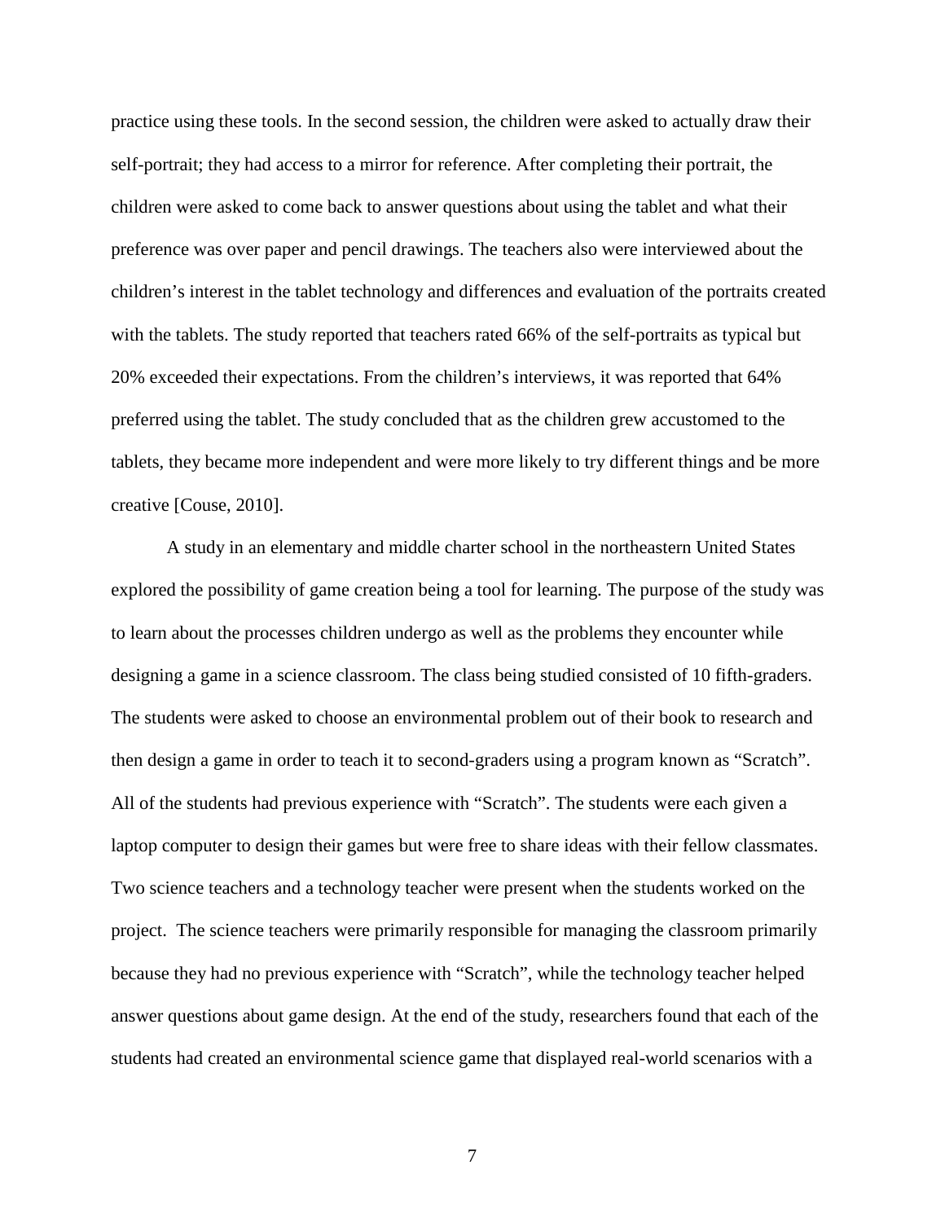practice using these tools. In the second session, the children were asked to actually draw their self-portrait; they had access to a mirror for reference. After completing their portrait, the children were asked to come back to answer questions about using the tablet and what their preference was over paper and pencil drawings. The teachers also were interviewed about the children's interest in the tablet technology and differences and evaluation of the portraits created with the tablets. The study reported that teachers rated 66% of the self-portraits as typical but 20% exceeded their expectations. From the children's interviews, it was reported that 64% preferred using the tablet. The study concluded that as the children grew accustomed to the tablets, they became more independent and were more likely to try different things and be more creative [Couse, 2010].

A study in an elementary and middle charter school in the northeastern United States explored the possibility of game creation being a tool for learning. The purpose of the study was to learn about the processes children undergo as well as the problems they encounter while designing a game in a science classroom. The class being studied consisted of 10 fifth-graders. The students were asked to choose an environmental problem out of their book to research and then design a game in order to teach it to second-graders using a program known as "Scratch". All of the students had previous experience with "Scratch". The students were each given a laptop computer to design their games but were free to share ideas with their fellow classmates. Two science teachers and a technology teacher were present when the students worked on the project. The science teachers were primarily responsible for managing the classroom primarily because they had no previous experience with "Scratch", while the technology teacher helped answer questions about game design. At the end of the study, researchers found that each of the students had created an environmental science game that displayed real-world scenarios with a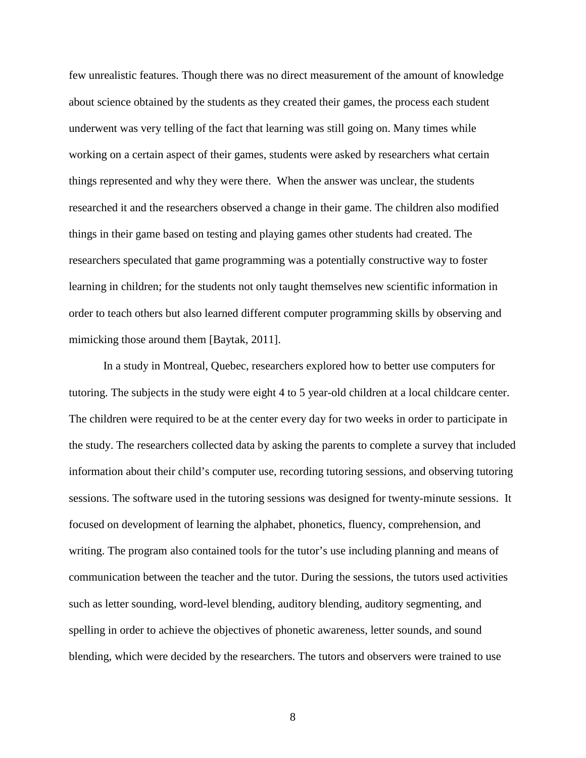few unrealistic features. Though there was no direct measurement of the amount of knowledge about science obtained by the students as they created their games, the process each student underwent was very telling of the fact that learning was still going on. Many times while working on a certain aspect of their games, students were asked by researchers what certain things represented and why they were there. When the answer was unclear, the students researched it and the researchers observed a change in their game. The children also modified things in their game based on testing and playing games other students had created. The researchers speculated that game programming was a potentially constructive way to foster learning in children; for the students not only taught themselves new scientific information in order to teach others but also learned different computer programming skills by observing and mimicking those around them [Baytak, 2011].

In a study in Montreal, Quebec, researchers explored how to better use computers for tutoring. The subjects in the study were eight 4 to 5 year-old children at a local childcare center. The children were required to be at the center every day for two weeks in order to participate in the study. The researchers collected data by asking the parents to complete a survey that included information about their child's computer use, recording tutoring sessions, and observing tutoring sessions. The software used in the tutoring sessions was designed for twenty-minute sessions. It focused on development of learning the alphabet, phonetics, fluency, comprehension, and writing. The program also contained tools for the tutor's use including planning and means of communication between the teacher and the tutor. During the sessions, the tutors used activities such as letter sounding, word-level blending, auditory blending, auditory segmenting, and spelling in order to achieve the objectives of phonetic awareness, letter sounds, and sound blending, which were decided by the researchers. The tutors and observers were trained to use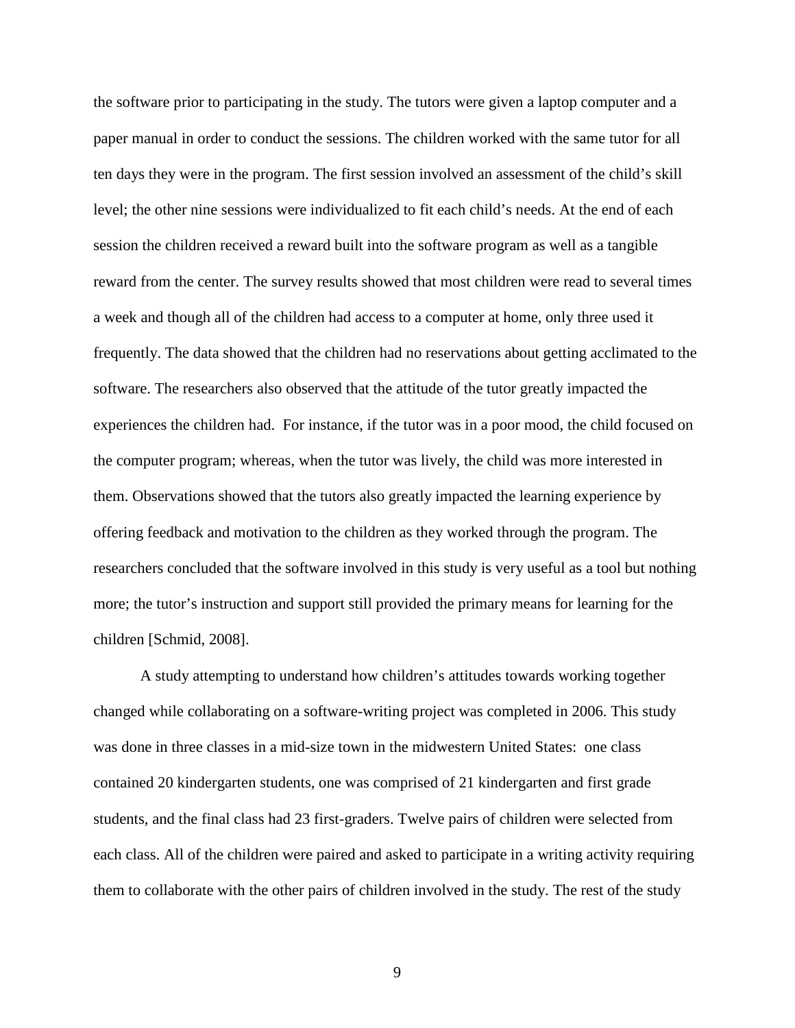the software prior to participating in the study. The tutors were given a laptop computer and a paper manual in order to conduct the sessions. The children worked with the same tutor for all ten days they were in the program. The first session involved an assessment of the child's skill level; the other nine sessions were individualized to fit each child's needs. At the end of each session the children received a reward built into the software program as well as a tangible reward from the center. The survey results showed that most children were read to several times a week and though all of the children had access to a computer at home, only three used it frequently. The data showed that the children had no reservations about getting acclimated to the software. The researchers also observed that the attitude of the tutor greatly impacted the experiences the children had. For instance, if the tutor was in a poor mood, the child focused on the computer program; whereas, when the tutor was lively, the child was more interested in them. Observations showed that the tutors also greatly impacted the learning experience by offering feedback and motivation to the children as they worked through the program. The researchers concluded that the software involved in this study is very useful as a tool but nothing more; the tutor's instruction and support still provided the primary means for learning for the children [Schmid, 2008].

A study attempting to understand how children's attitudes towards working together changed while collaborating on a software-writing project was completed in 2006. This study was done in three classes in a mid-size town in the midwestern United States: one class contained 20 kindergarten students, one was comprised of 21 kindergarten and first grade students, and the final class had 23 first-graders. Twelve pairs of children were selected from each class. All of the children were paired and asked to participate in a writing activity requiring them to collaborate with the other pairs of children involved in the study. The rest of the study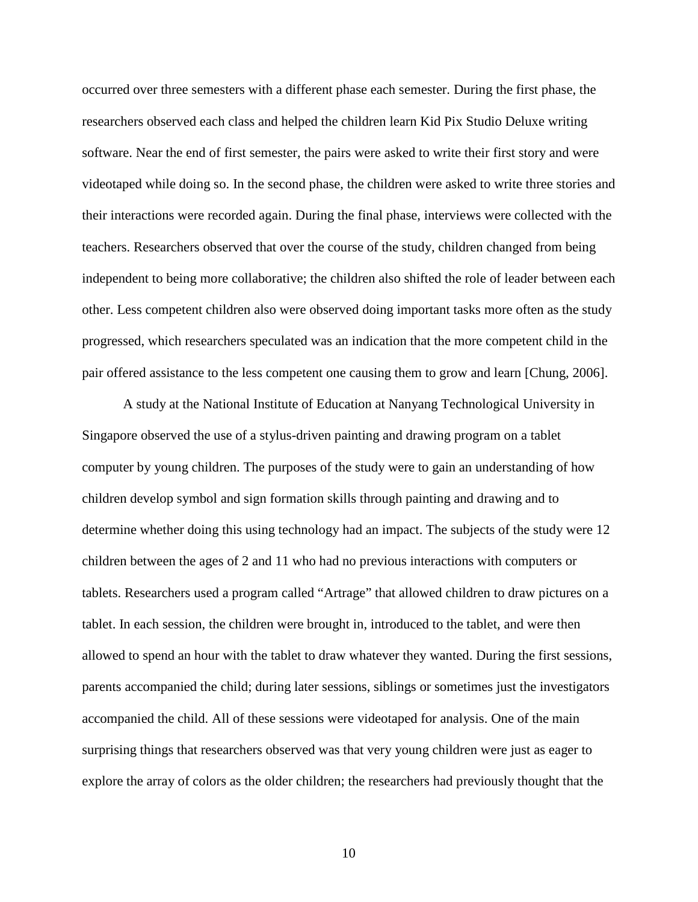occurred over three semesters with a different phase each semester. During the first phase, the researchers observed each class and helped the children learn Kid Pix Studio Deluxe writing software. Near the end of first semester, the pairs were asked to write their first story and were videotaped while doing so. In the second phase, the children were asked to write three stories and their interactions were recorded again. During the final phase, interviews were collected with the teachers. Researchers observed that over the course of the study, children changed from being independent to being more collaborative; the children also shifted the role of leader between each other. Less competent children also were observed doing important tasks more often as the study progressed, which researchers speculated was an indication that the more competent child in the pair offered assistance to the less competent one causing them to grow and learn [Chung, 2006].

A study at the National Institute of Education at Nanyang Technological University in Singapore observed the use of a stylus-driven painting and drawing program on a tablet computer by young children. The purposes of the study were to gain an understanding of how children develop symbol and sign formation skills through painting and drawing and to determine whether doing this using technology had an impact. The subjects of the study were 12 children between the ages of 2 and 11 who had no previous interactions with computers or tablets. Researchers used a program called "Artrage" that allowed children to draw pictures on a tablet. In each session, the children were brought in, introduced to the tablet, and were then allowed to spend an hour with the tablet to draw whatever they wanted. During the first sessions, parents accompanied the child; during later sessions, siblings or sometimes just the investigators accompanied the child. All of these sessions were videotaped for analysis. One of the main surprising things that researchers observed was that very young children were just as eager to explore the array of colors as the older children; the researchers had previously thought that the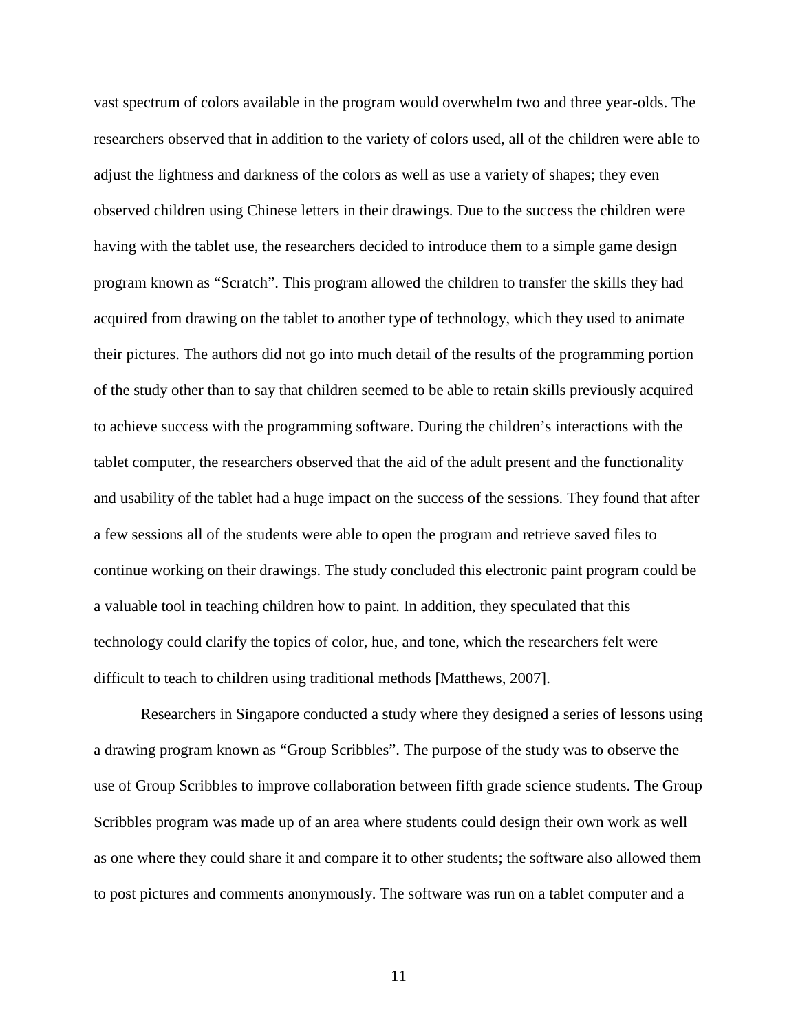vast spectrum of colors available in the program would overwhelm two and three year-olds. The researchers observed that in addition to the variety of colors used, all of the children were able to adjust the lightness and darkness of the colors as well as use a variety of shapes; they even observed children using Chinese letters in their drawings. Due to the success the children were having with the tablet use, the researchers decided to introduce them to a simple game design program known as "Scratch". This program allowed the children to transfer the skills they had acquired from drawing on the tablet to another type of technology, which they used to animate their pictures. The authors did not go into much detail of the results of the programming portion of the study other than to say that children seemed to be able to retain skills previously acquired to achieve success with the programming software. During the children's interactions with the tablet computer, the researchers observed that the aid of the adult present and the functionality and usability of the tablet had a huge impact on the success of the sessions. They found that after a few sessions all of the students were able to open the program and retrieve saved files to continue working on their drawings. The study concluded this electronic paint program could be a valuable tool in teaching children how to paint. In addition, they speculated that this technology could clarify the topics of color, hue, and tone, which the researchers felt were difficult to teach to children using traditional methods [Matthews, 2007].

Researchers in Singapore conducted a study where they designed a series of lessons using a drawing program known as "Group Scribbles". The purpose of the study was to observe the use of Group Scribbles to improve collaboration between fifth grade science students. The Group Scribbles program was made up of an area where students could design their own work as well as one where they could share it and compare it to other students; the software also allowed them to post pictures and comments anonymously. The software was run on a tablet computer and a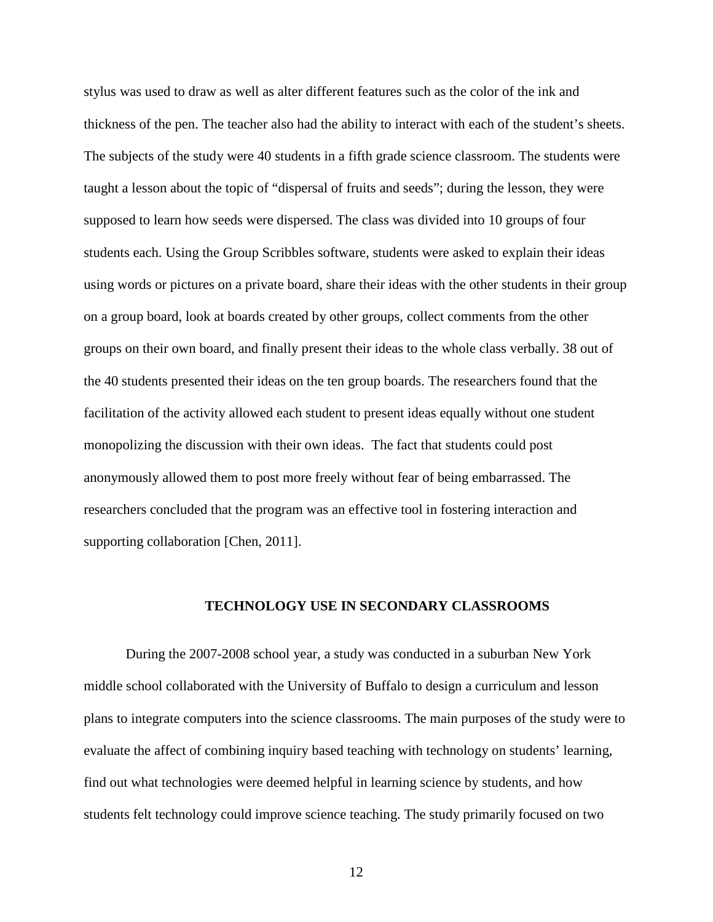stylus was used to draw as well as alter different features such as the color of the ink and thickness of the pen. The teacher also had the ability to interact with each of the student's sheets. The subjects of the study were 40 students in a fifth grade science classroom. The students were taught a lesson about the topic of "dispersal of fruits and seeds"; during the lesson, they were supposed to learn how seeds were dispersed. The class was divided into 10 groups of four students each. Using the Group Scribbles software, students were asked to explain their ideas using words or pictures on a private board, share their ideas with the other students in their group on a group board, look at boards created by other groups, collect comments from the other groups on their own board, and finally present their ideas to the whole class verbally. 38 out of the 40 students presented their ideas on the ten group boards. The researchers found that the facilitation of the activity allowed each student to present ideas equally without one student monopolizing the discussion with their own ideas. The fact that students could post anonymously allowed them to post more freely without fear of being embarrassed. The researchers concluded that the program was an effective tool in fostering interaction and supporting collaboration [Chen, 2011].

## TECHNOLOGY USE IN SECONDARY CLASSROOMS

During the 2007-2008 school year, a study was conducted in a suburban New York middle school collaborated with the University of Buffalo to design a curriculum and lesson plans to integrate computers into the science classrooms. The main purposes of the study were to evaluate the affect of combining inquiry based teaching with technology on students' learning, find out what technologies were deemed helpful in learning science by students, and how students felt technology could improve science teaching. The study primarily focused on two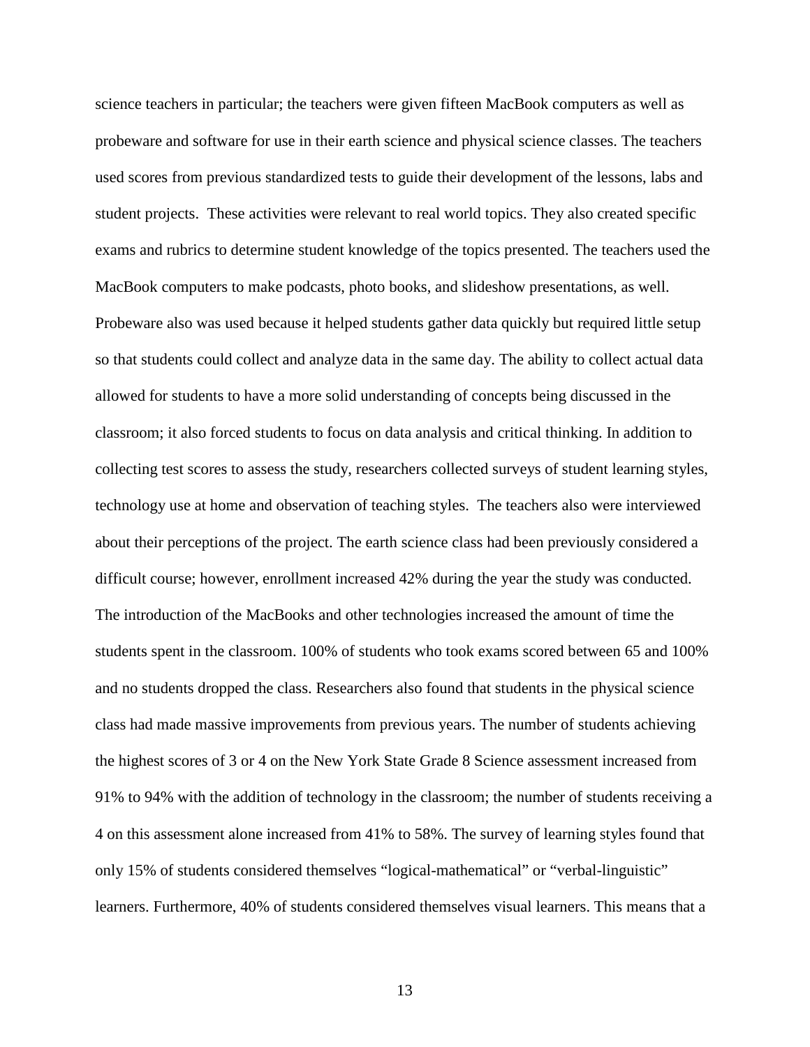science teachers in particular; the teachers were given fifteen MacBook computers as well as probeware and software for use in their earth science and physical science classes. The teachers used scores from previous standardized tests to guide their development of the lessons, labs and student projects. These activities were relevant to real world topics. They also created specific exams and rubrics to determine student knowledge of the topics presented. The teachers used the MacBook computers to make podcasts, photo books, and slideshow presentations, as well. Probeware also was used because it helped students gather data quickly but required little setup so that students could collect and analyze data in the same day. The ability to collect actual data allowed for students to have a more solid understanding of concepts being discussed in the classroom; it also forced students to focus on data analysis and critical thinking. In addition to collecting test scores to assess the study, researchers collected surveys of student learning styles, technology use at home and observation of teaching styles. The teachers also were interviewed about their perceptions of the project. The earth science class had been previously considered a difficult course; however, enrollment increased 42% during the year the study was conducted. The introduction of the MacBooks and other technologies increased the amount of time the students spent in the classroom. 100% of students who took exams scored between 65 and 100% and no students dropped the class. Researchers also found that students in the physical science class had made massive improvements from previous years. The number of students achieving the highest scores of 3 or 4 on the New York State Grade 8 Science assessment increased from 91% to 94% with the addition of technology in the classroom; the number of students receiving a 4 on this assessment alone increased from 41% to 58%. The survey of learning styles found that only 15% of students considered themselves "logical-mathematical" or "verbal-linguistic" learners. Furthermore, 40% of students considered themselves visual learners. This means that a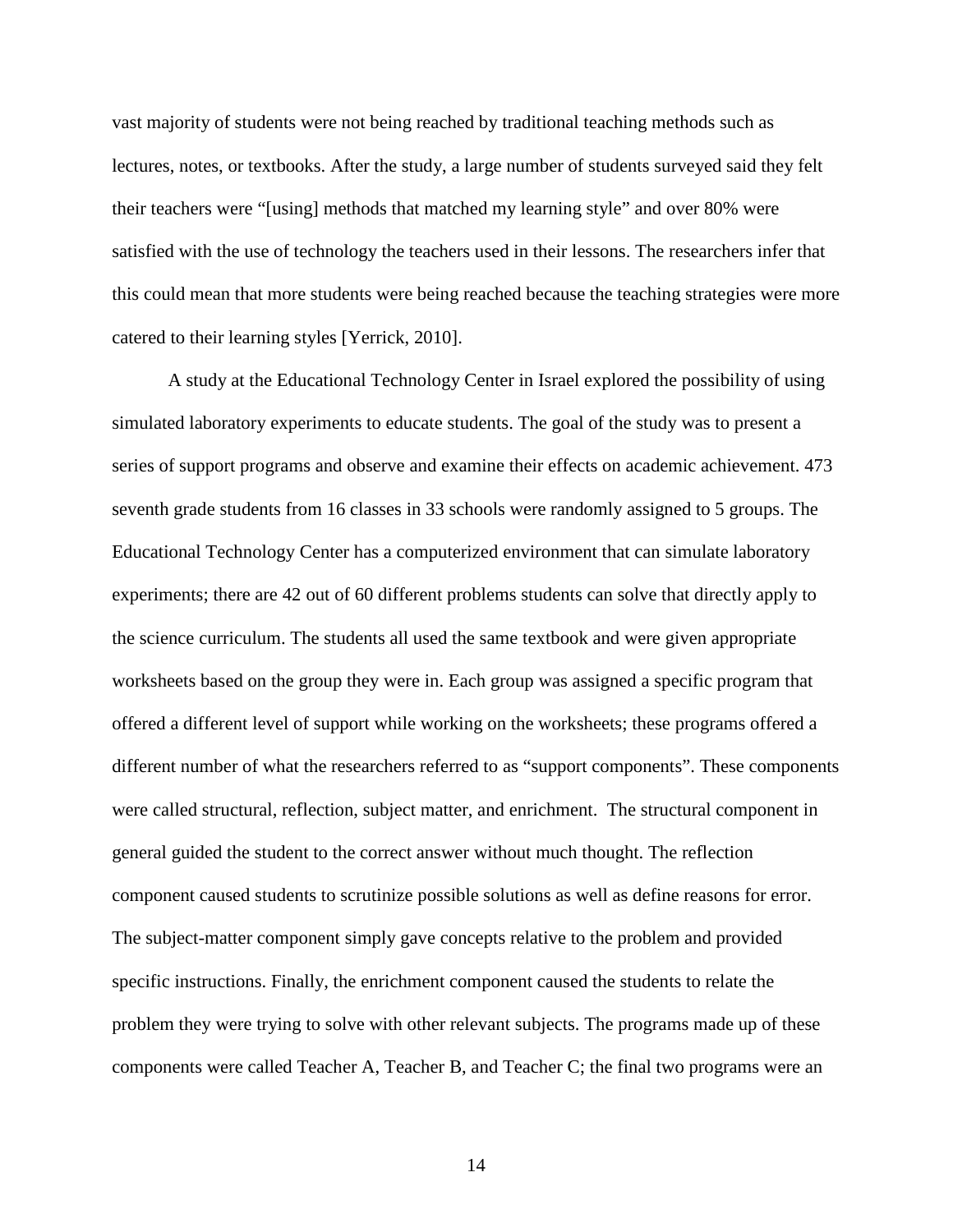vast majority of students were not being reached by traditional teaching methods such as lectures, notes, or textbooks. After the study, a large number of students surveyed said they felt their teachers were "[using] methods that matched my learning style" and over 80% were satisfied with the use of technology the teachers used in their lessons. The researchers infer that this could mean that more students were being reached because the teaching strategies were more catered to their learning styles [Yerrick, 2010].

A study at the Educational Technology Center in Israel explored the possibility of using simulated laboratory experiments to educate students. The goal of the study was to present a series of support programs and observe and examine their effects on academic achievement. 473 seventh grade students from 16 classes in 33 schools were randomly assigned to 5 groups. The Educational Technology Center has a computerized environment that can simulate laboratory experiments; there are 42 out of 60 different problems students can solve that directly apply to the science curriculum. The students all used the same textbook and were given appropriate worksheets based on the group they were in. Each group was assigned a specific program that offered a different level of support while working on the worksheets; these programs offered a different number of what the researchers referred to as "support components". These components were called structural, reflection, subject matter, and enrichment. The structural component in general guided the student to the correct answer without much thought. The reflection component caused students to scrutinize possible solutions as well as define reasons for error. The subject-matter component simply gave concepts relative to the problem and provided specific instructions. Finally, the enrichment component caused the students to relate the problem they were trying to solve with other relevant subjects. The programs made up of these components were called Teacher A, Teacher B, and Teacher C; the final two programs were an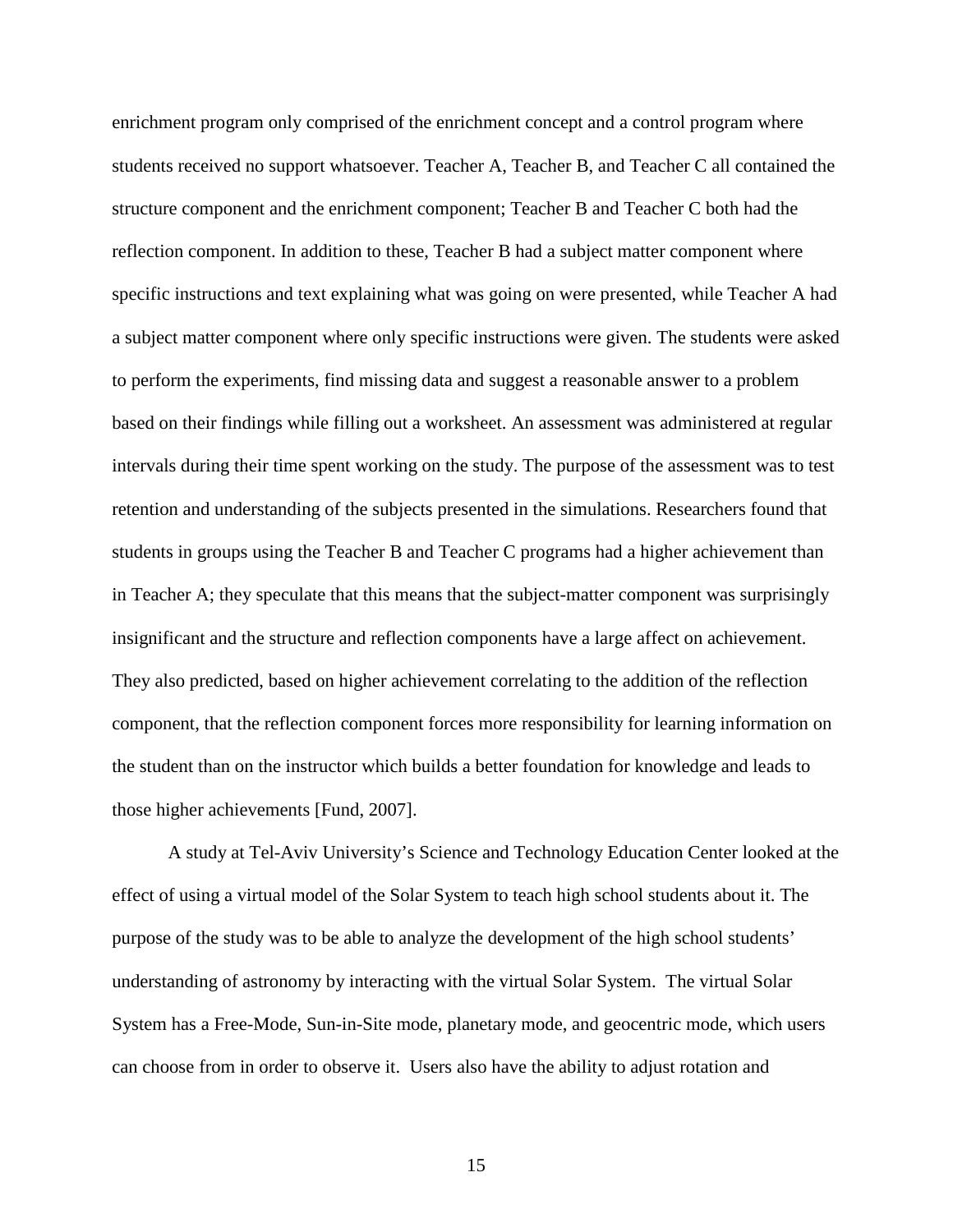enrichment program only comprised of the enrichment concept and a control program where students received no support whatsoever. Teacher A, Teacher B, and Teacher C all contained the structure component and the enrichment component; Teacher B and Teacher C both had the reflection component. In addition to these, Teacher B had a subject matter component where specific instructions and text explaining what was going on were presented, while Teacher A had a subject matter component where only specific instructions were given. The students were asked to perform the experiments, find missing data and suggest a reasonable answer to a problem based on their findings while filling out a worksheet. An assessment was administered at regular intervals during their time spent working on the study. The purpose of the assessment was to test retention and understanding of the subjects presented in the simulations. Researchers found that students in groups using the Teacher B and Teacher C programs had a higher achievement than in Teacher A; they speculate that this means that the subject-matter component was surprisingly insignificant and the structure and reflection components have a large affect on achievement. They also predicted, based on higher achievement correlating to the addition of the reflection component, that the reflection component forces more responsibility for learning information on the student than on the instructor which builds a better foundation for knowledge and leads to those higher achievements [Fund, 2007].

A study at Tel-Aviv University's Science and Technology Education Center looked at the effect of using a virtual model of the Solar System to teach high school students about it. The purpose of the study was to be able to analyze the development of the high school students' understanding of astronomy by interacting with the virtual Solar System. The virtual Solar System has a Free-Mode, Sun-in-Site mode, planetary mode, and geocentric mode, which users can choose from in order to observe it. Users also have the ability to adjust rotation and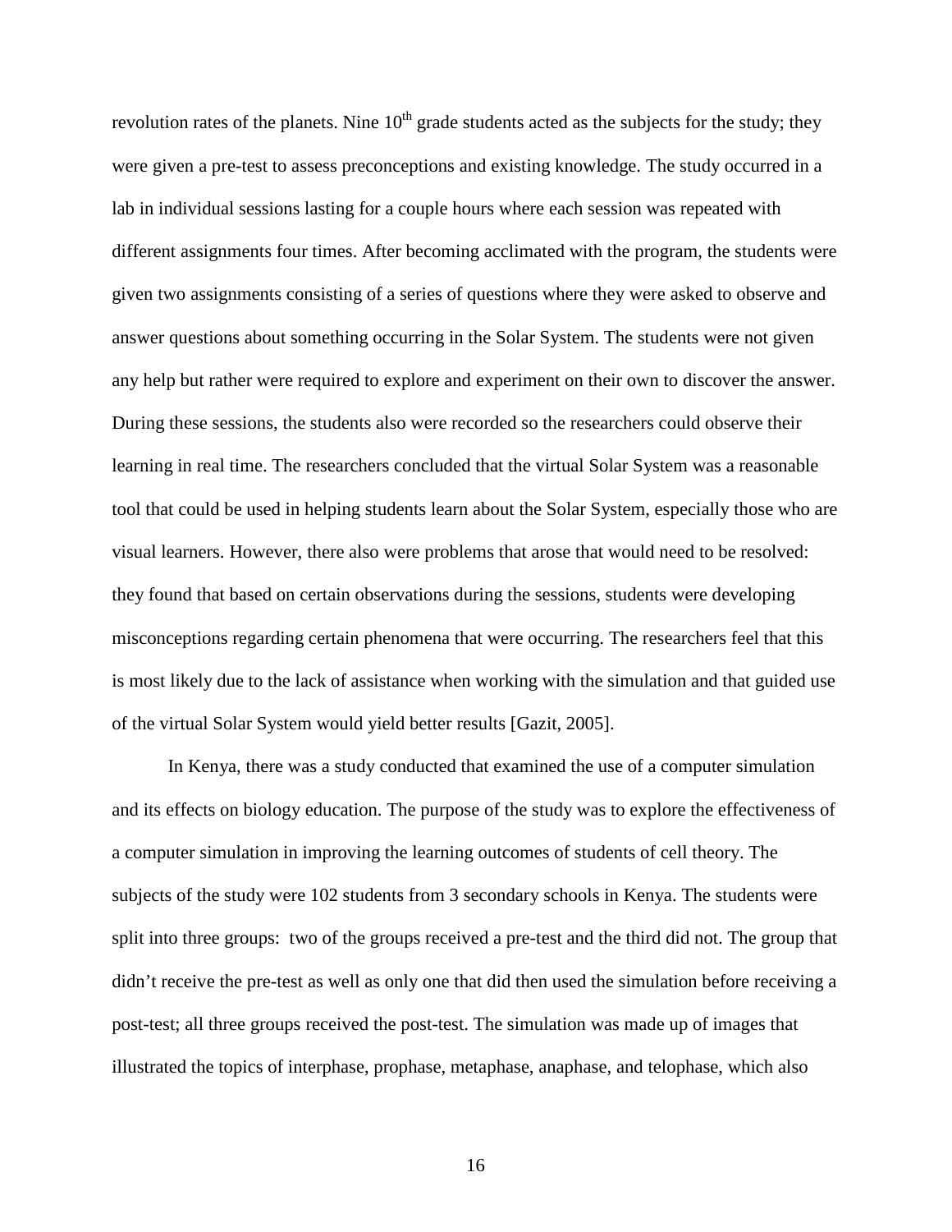revolution rates of the planets. Nine $10^{th}$ grade students acted as the subjects for the study; they were given a pre-test to assess preconceptions and existing knowledge. The study occurred in a lab in individual sessions lasting for a couple hours where each session was repeated with different assignments four times. After becoming acclimated with the program, the students were given two assignments consisting of a series of questions where they were asked to observe and answer questions about something occurring in the Solar System. The students were not given any help but rather were required to explore and experiment on their own to discover the answer. During these sessions, the students also were recorded so the researchers could observe their learning in real time. The researchers concluded that the virtual Solar System was a reasonable tool that could be used in helping students learn about the Solar System, especially those who are visual learners. However, there also were problems that arose that would need to be resolved: they found that based on certain observations during the sessions, students were developing misconceptions regarding certain phenomena that were occurring. The researchers feel that this is most likely due to the lack of assistance when working with the simulation and that guided use of the virtual Solar System would yield better results [Gazit, 2005].

In Kenya, there was a study conducted that examined the use of a computer simulation and its effects on biology education. The purpose of the study was to explore the effectiveness of a computer simulation in improving the learning outcomes of students of cell theory. The subjects of the study were 102 students from 3 secondary schools in Kenya. The students were split into three groups: two of the groups received a pre-test and the third did not. The group that didn't receive the pre-test as well as only one that did then used the simulation before receiving a post-test; all three groups received the post-test. The simulation was made up of images that illustrated the topics of interphase, prophase, metaphase, anaphase, and telophase, which also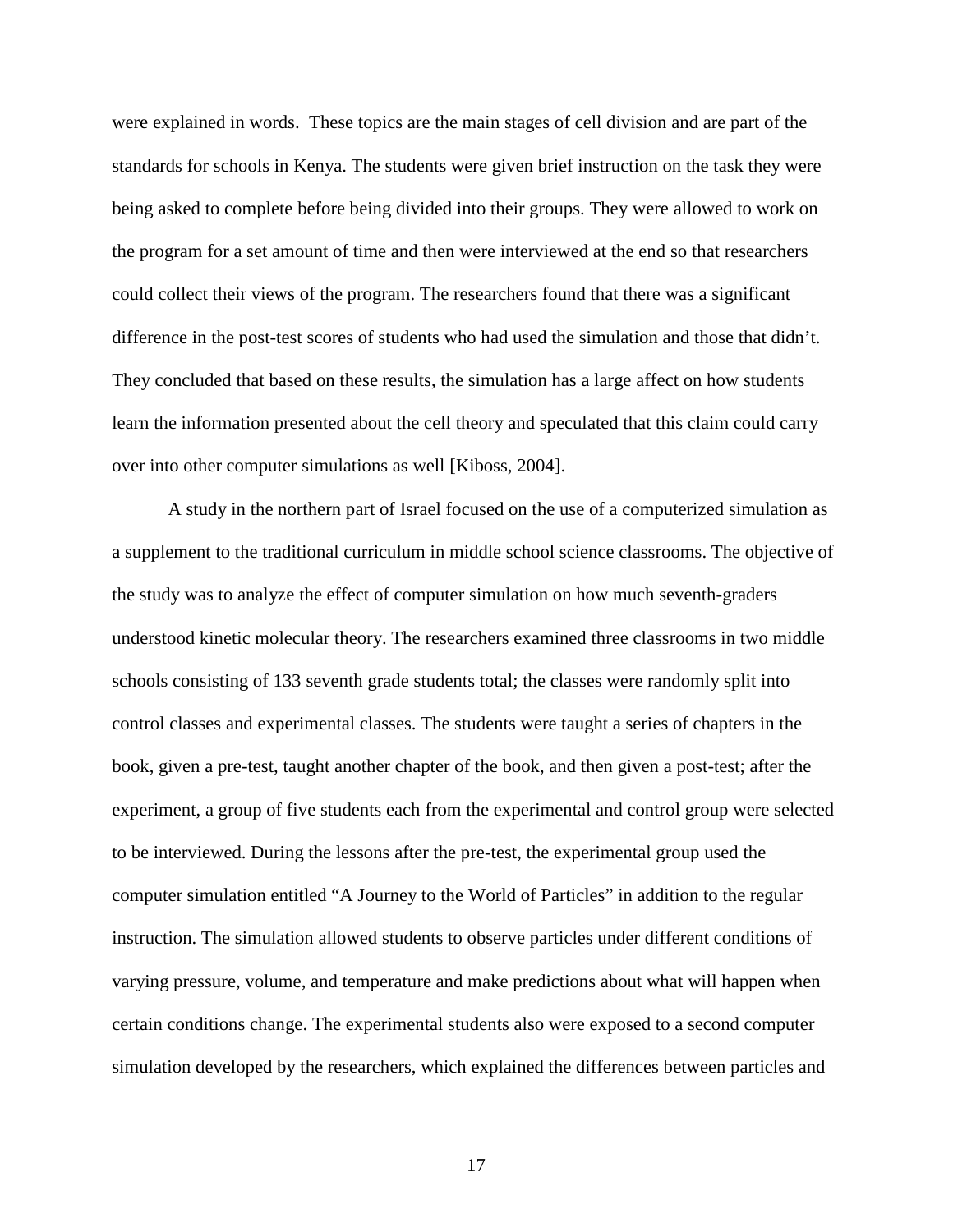were explained in words. These topics are the main stages of cell division and are part of the standards for schools in Kenya. The students were given brief instruction on the task they were being asked to complete before being divided into their groups. They were allowed to work on the program for a set amount of time and then were interviewed at the end so that researchers could collect their views of the program. The researchers found that there was a significant difference in the post-test scores of students who had used the simulation and those that didn't. They concluded that based on these results, the simulation has a large affect on how students learn the information presented about the cell theory and speculated that this claim could carry over into other computer simulations as well [Kiboss, 2004].

A study in the northern part of Israel focused on the use of a computerized simulation as a supplement to the traditional curriculum in middle school science classrooms. The objective of the study was to analyze the effect of computer simulation on how much seventh-graders understood kinetic molecular theory. The researchers examined three classrooms in two middle schools consisting of 133 seventh grade students total; the classes were randomly split into control classes and experimental classes. The students were taught a series of chapters in the book, given a pre-test, taught another chapter of the book, and then given a post-test; after the experiment, a group of five students each from the experimental and control group were selected to be interviewed. During the lessons after the pre-test, the experimental group used the computer simulation entitled "A Journey to the World of Particles" in addition to the regular instruction. The simulation allowed students to observe particles under different conditions of varying pressure, volume, and temperature and make predictions about what will happen when certain conditions change. The experimental students also were exposed to a second computer simulation developed by the researchers, which explained the differences between particles and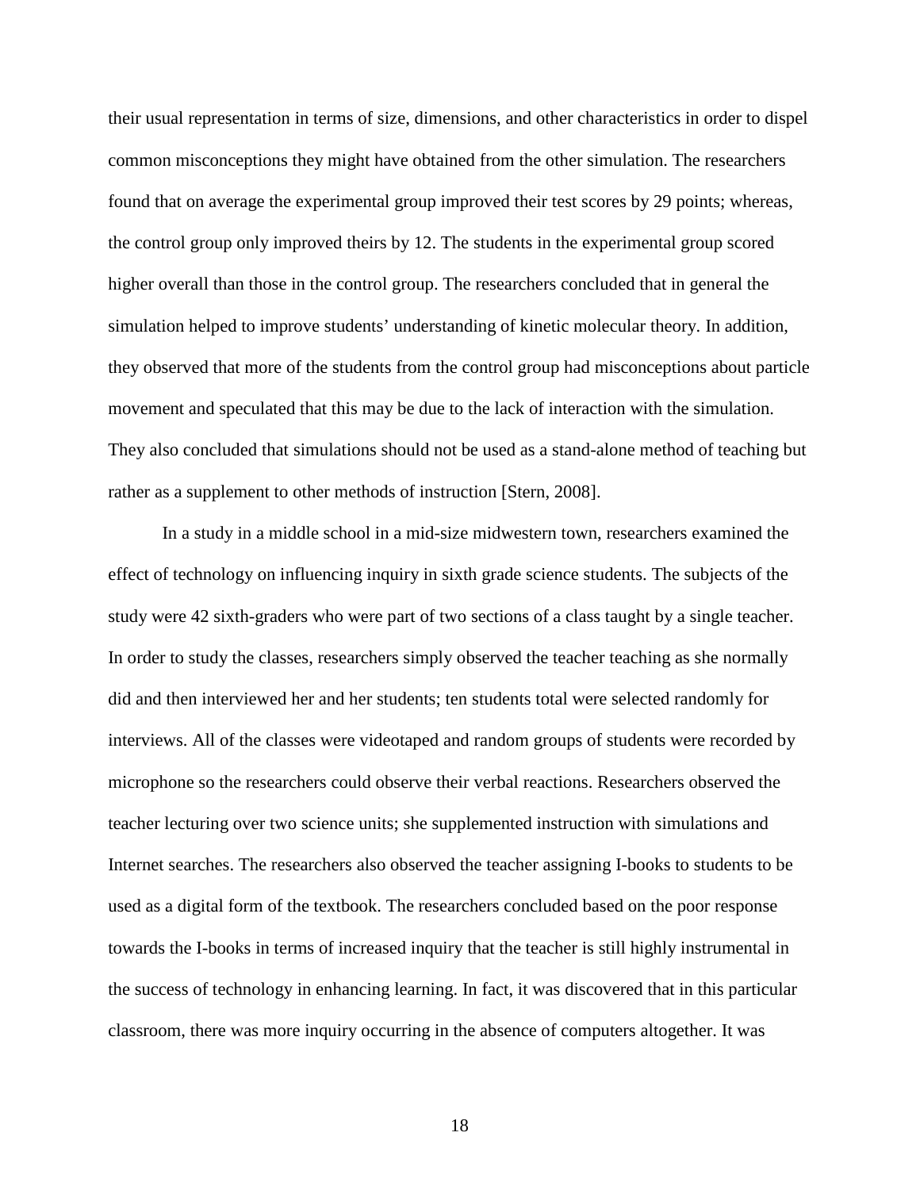their usual representation in terms of size, dimensions, and other characteristics in order to dispel common misconceptions they might have obtained from the other simulation. The researchers found that on average the experimental group improved their test scores by 29 points; whereas, the control group only improved theirs by 12. The students in the experimental group scored higher overall than those in the control group. The researchers concluded that in general the simulation helped to improve students' understanding of kinetic molecular theory. In addition, they observed that more of the students from the control group had misconceptions about particle movement and speculated that this may be due to the lack of interaction with the simulation. They also concluded that simulations should not be used as a stand-alone method of teaching but rather as a supplement to other methods of instruction [Stern, 2008].

In a study in a middle school in a mid-size midwestern town, researchers examined the effect of technology on influencing inquiry in sixth grade science students. The subjects of the study were 42 sixth-graders who were part of two sections of a class taught by a single teacher. In order to study the classes, researchers simply observed the teacher teaching as she normally did and then interviewed her and her students; ten students total were selected randomly for interviews. All of the classes were videotaped and random groups of students were recorded by microphone so the researchers could observe their verbal reactions. Researchers observed the teacher lecturing over two science units; she supplemented instruction with simulations and Internet searches. The researchers also observed the teacher assigning I-books to students to be used as a digital form of the textbook. The researchers concluded based on the poor response towards the I-books in terms of increased inquiry that the teacher is still highly instrumental in the success of technology in enhancing learning. In fact, it was discovered that in this particular classroom, there was more inquiry occurring in the absence of computers altogether. It was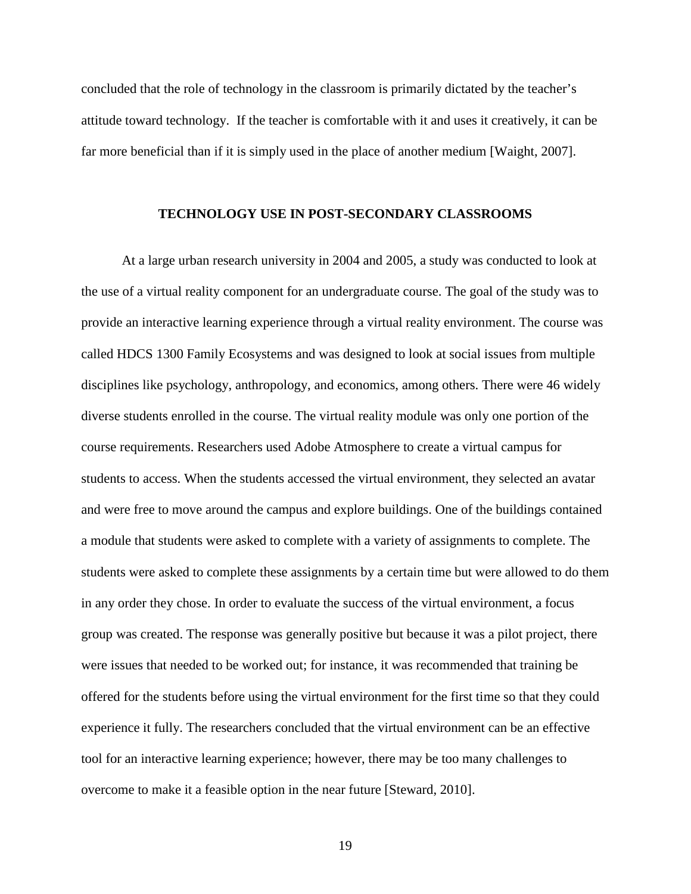concluded that the role of technology in the classroom is primarily dictated by the teacher's attitude toward technology. If the teacher is comfortable with it and uses it creatively, it can be far more beneficial than if it is simply used in the place of another medium [Waight, 2007].

## TECHNOLOGY USE IN POST-SECONDARY CLASSROOMS

At a large urban research university in 2004 and 2005, a study was conducted to look at the use of a virtual reality component for an undergraduate course. The goal of the study was to provide an interactive learning experience through a virtual reality environment. The course was called HDCS 1300 Family Ecosystems and was designed to look at social issues from multiple disciplines like psychology, anthropology, and economics, among others. There were 46 widely diverse students enrolled in the course. The virtual reality module was only one portion of the course requirements. Researchers used Adobe Atmosphere to create a virtual campus for students to access. When the students accessed the virtual environment, they selected an avatar and were free to move around the campus and explore buildings. One of the buildings contained a module that students were asked to complete with a variety of assignments to complete. The students were asked to complete these assignments by a certain time but were allowed to do them in any order they chose. In order to evaluate the success of the virtual environment, a focus group was created. The response was generally positive but because it was a pilot project, there were issues that needed to be worked out; for instance, it was recommended that training be offered for the students before using the virtual environment for the first time so that they could experience it fully. The researchers concluded that the virtual environment can be an effective tool for an interactive learning experience; however, there may be too many challenges to overcome to make it a feasible option in the near future [Steward, 2010].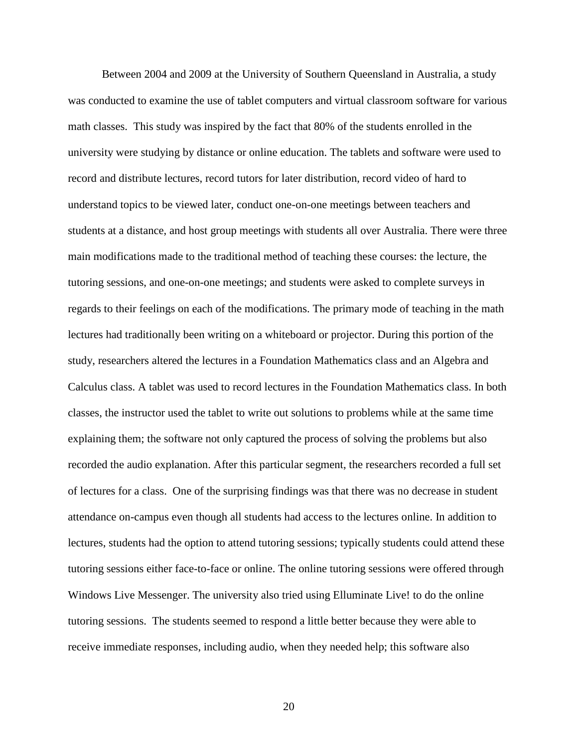Between 2004 and 2009 at the University of Southern Queensland in Australia, a study was conducted to examine the use of tablet computers and virtual classroom software for various math classes. This study was inspired by the fact that 80% of the students enrolled in the university were studying by distance or online education. The tablets and software were used to record and distribute lectures, record tutors for later distribution, record video of hard to understand topics to be viewed later, conduct one-on-one meetings between teachers and students at a distance, and host group meetings with students all over Australia. There were three main modifications made to the traditional method of teaching these courses: the lecture, the tutoring sessions, and one-on-one meetings; and students were asked to complete surveys in regards to their feelings on each of the modifications. The primary mode of teaching in the math lectures had traditionally been writing on a whiteboard or projector. During this portion of the study, researchers altered the lectures in a Foundation Mathematics class and an Algebra and Calculus class. A tablet was used to record lectures in the Foundation Mathematics class. In both classes, the instructor used the tablet to write out solutions to problems while at the same time explaining them; the software not only captured the process of solving the problems but also recorded the audio explanation. After this particular segment, the researchers recorded a full set of lectures for a class. One of the surprising findings was that there was no decrease in student attendance on-campus even though all students had access to the lectures online. In addition to lectures, students had the option to attend tutoring sessions; typically students could attend these tutoring sessions either face-to-face or online. The online tutoring sessions were offered through Windows Live Messenger. The university also tried using Elluminate Live! to do the online tutoring sessions. The students seemed to respond a little better because they were able to receive immediate responses, including audio, when they needed help; this software also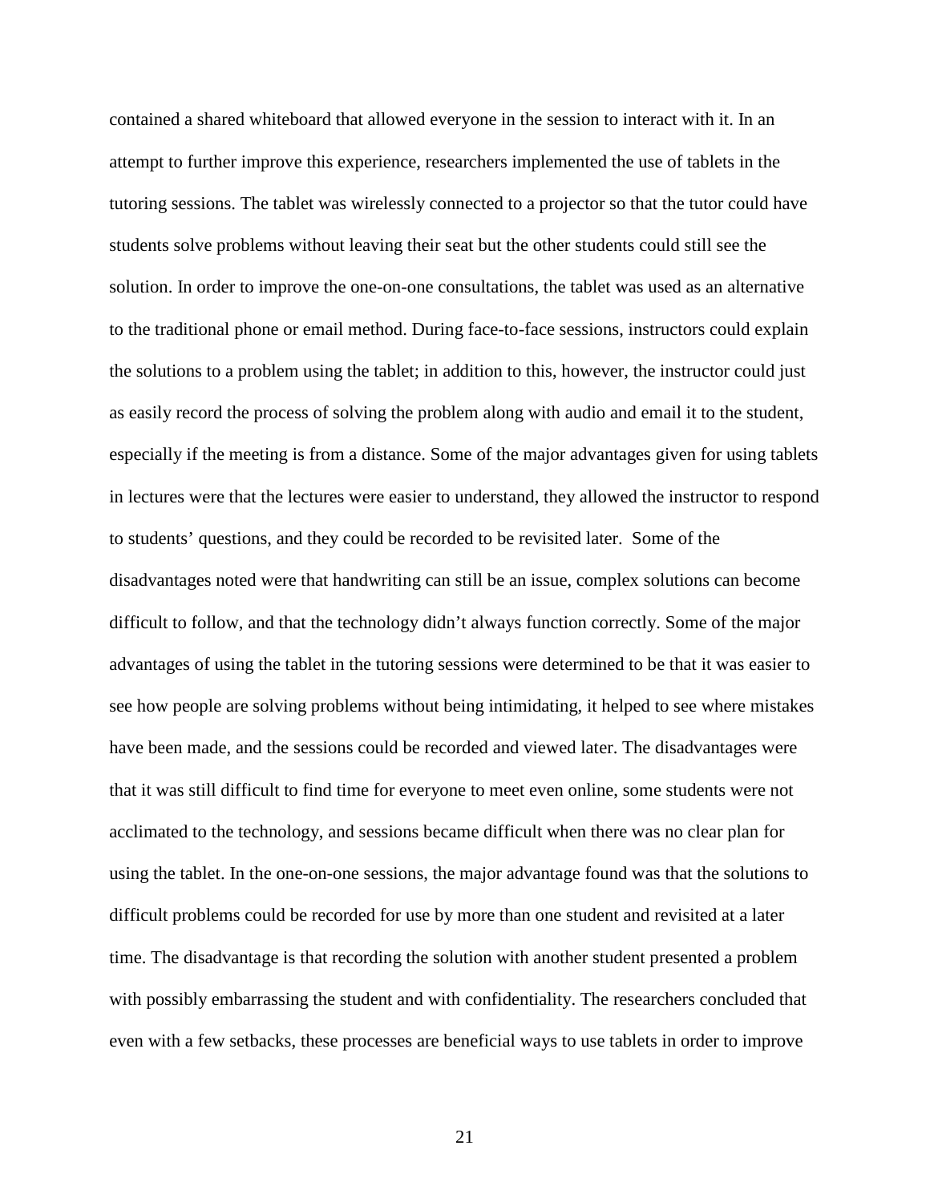contained a shared whiteboard that allowed everyone in the session to interact with it. In an attempt to further improve this experience, researchers implemented the use of tablets in the tutoring sessions. The tablet was wirelessly connected to a projector so that the tutor could have students solve problems without leaving their seat but the other students could still see the solution. In order to improve the one-on-one consultations, the tablet was used as an alternative to the traditional phone or email method. During face-to-face sessions, instructors could explain the solutions to a problem using the tablet; in addition to this, however, the instructor could just as easily record the process of solving the problem along with audio and email it to the student, especially if the meeting is from a distance. Some of the major advantages given for using tablets in lectures were that the lectures were easier to understand, they allowed the instructor to respond to students' questions, and they could be recorded to be revisited later. Some of the disadvantages noted were that handwriting can still be an issue, complex solutions can become difficult to follow, and that the technology didn't always function correctly. Some of the major advantages of using the tablet in the tutoring sessions were determined to be that it was easier to see how people are solving problems without being intimidating, it helped to see where mistakes have been made, and the sessions could be recorded and viewed later. The disadvantages were that it was still difficult to find time for everyone to meet even online, some students were not acclimated to the technology, and sessions became difficult when there was no clear plan for using the tablet. In the one-on-one sessions, the major advantage found was that the solutions to difficult problems could be recorded for use by more than one student and revisited at a later time. The disadvantage is that recording the solution with another student presented a problem with possibly embarrassing the student and with confidentiality. The researchers concluded that even with a few setbacks, these processes are beneficial ways to use tablets in order to improve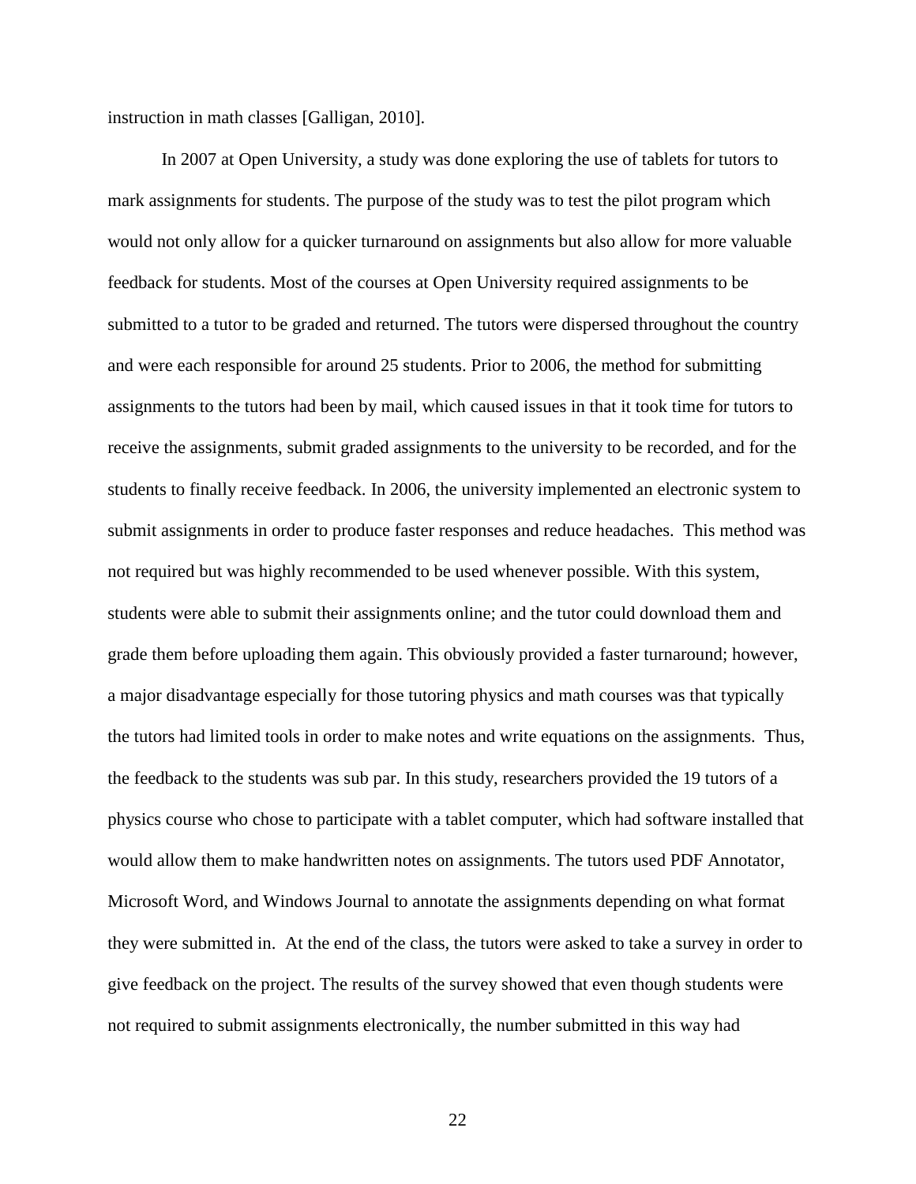instruction in math classes [Galligan, 2010].

In 2007 at Open University, a study was done exploring the use of tablets for tutors to mark assignments for students. The purpose of the study was to test the pilot program which would not only allow for a quicker turnaround on assignments but also allow for more valuable feedback for students. Most of the courses at Open University required assignments to be submitted to a tutor to be graded and returned. The tutors were dispersed throughout the country and were each responsible for around 25 students. Prior to 2006, the method for submitting assignments to the tutors had been by mail, which caused issues in that it took time for tutors to receive the assignments, submit graded assignments to the university to be recorded, and for the students to finally receive feedback. In 2006, the university implemented an electronic system to submit assignments in order to produce faster responses and reduce headaches. This method was not required but was highly recommended to be used whenever possible. With this system, students were able to submit their assignments online; and the tutor could download them and grade them before uploading them again. This obviously provided a faster turnaround; however, a major disadvantage especially for those tutoring physics and math courses was that typically the tutors had limited tools in order to make notes and write equations on the assignments. Thus, the feedback to the students was sub par. In this study, researchers provided the 19 tutors of a physics course who chose to participate with a tablet computer, which had software installed that would allow them to make handwritten notes on assignments. The tutors used PDF Annotator, Microsoft Word, and Windows Journal to annotate the assignments depending on what format they were submitted in. At the end of the class, the tutors were asked to take a survey in order to give feedback on the project. The results of the survey showed that even though students were not required to submit assignments electronically, the number submitted in this way had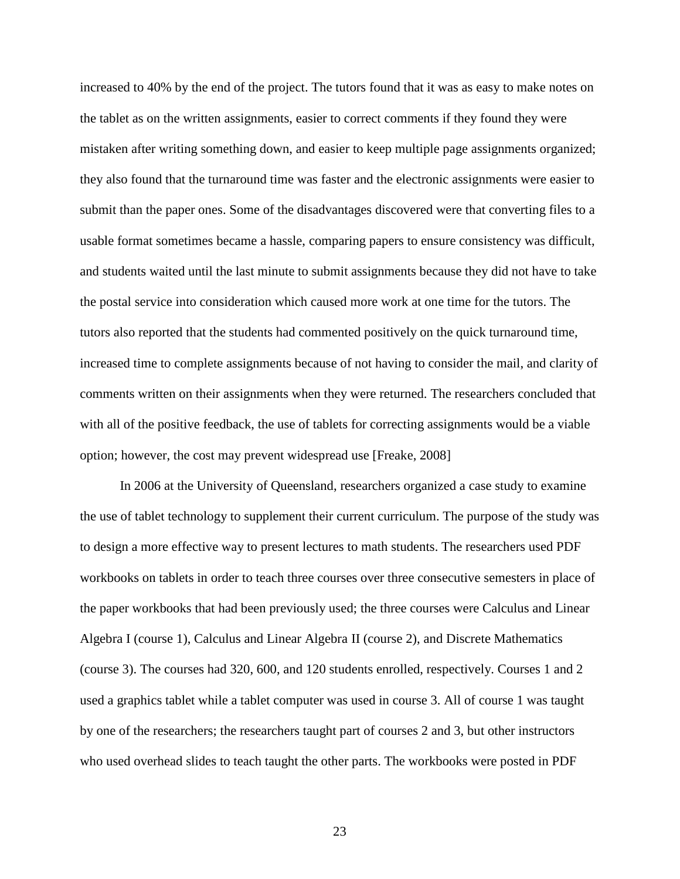increased to 40% by the end of the project. The tutors found that it was as easy to make notes on the tablet as on the written assignments, easier to correct comments if they found they were mistaken after writing something down, and easier to keep multiple page assignments organized; they also found that the turnaround time was faster and the electronic assignments were easier to submit than the paper ones. Some of the disadvantages discovered were that converting files to a usable format sometimes became a hassle, comparing papers to ensure consistency was difficult, and students waited until the last minute to submit assignments because they did not have to take the postal service into consideration which caused more work at one time for the tutors. The tutors also reported that the students had commented positively on the quick turnaround time, increased time to complete assignments because of not having to consider the mail, and clarity of comments written on their assignments when they were returned. The researchers concluded that with all of the positive feedback, the use of tablets for correcting assignments would be a viable option; however, the cost may prevent widespread use [Freake, 2008]

In 2006 at the University of Queensland, researchers organized a case study to examine the use of tablet technology to supplement their current curriculum. The purpose of the study was to design a more effective way to present lectures to math students. The researchers used PDF workbooks on tablets in order to teach three courses over three consecutive semesters in place of the paper workbooks that had been previously used; the three courses were Calculus and Linear Algebra I (course 1), Calculus and Linear Algebra II (course 2), and Discrete Mathematics (course 3). The courses had 320, 600, and 120 students enrolled, respectively. Courses 1 and 2 used a graphics tablet while a tablet computer was used in course 3. All of course 1 was taught by one of the researchers; the researchers taught part of courses 2 and 3, but other instructors who used overhead slides to teach taught the other parts. The workbooks were posted in PDF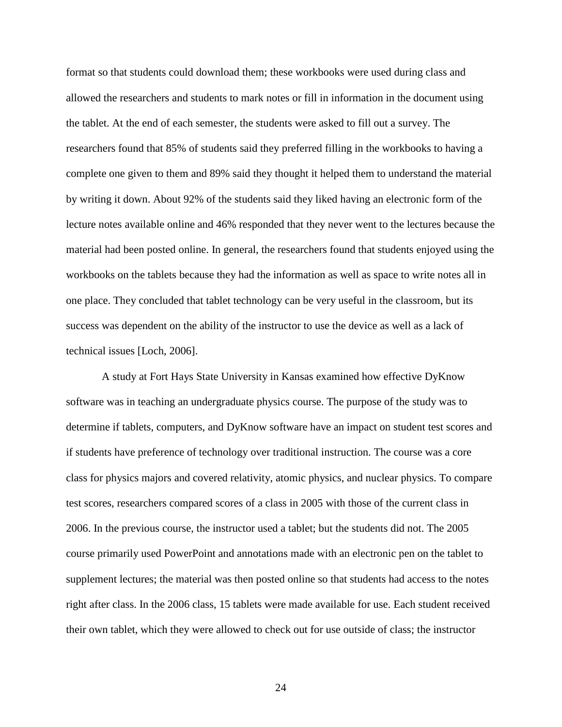format so that students could download them; these workbooks were used during class and allowed the researchers and students to mark notes or fill in information in the document using the tablet. At the end of each semester, the students were asked to fill out a survey. The researchers found that 85% of students said they preferred filling in the workbooks to having a complete one given to them and 89% said they thought it helped them to understand the material by writing it down. About 92% of the students said they liked having an electronic form of the lecture notes available online and 46% responded that they never went to the lectures because the material had been posted online. In general, the researchers found that students enjoyed using the workbooks on the tablets because they had the information as well as space to write notes all in one place. They concluded that tablet technology can be very useful in the classroom, but its success was dependent on the ability of the instructor to use the device as well as a lack of technical issues [Loch, 2006].

A study at Fort Hays State University in Kansas examined how effective DyKnow software was in teaching an undergraduate physics course. The purpose of the study was to determine if tablets, computers, and DyKnow software have an impact on student test scores and if students have preference of technology over traditional instruction. The course was a core class for physics majors and covered relativity, atomic physics, and nuclear physics. To compare test scores, researchers compared scores of a class in 2005 with those of the current class in 2006. In the previous course, the instructor used a tablet; but the students did not. The 2005 course primarily used PowerPoint and annotations made with an electronic pen on the tablet to supplement lectures; the material was then posted online so that students had access to the notes right after class. In the 2006 class, 15 tablets were made available for use. Each student received their own tablet, which they were allowed to check out for use outside of class; the instructor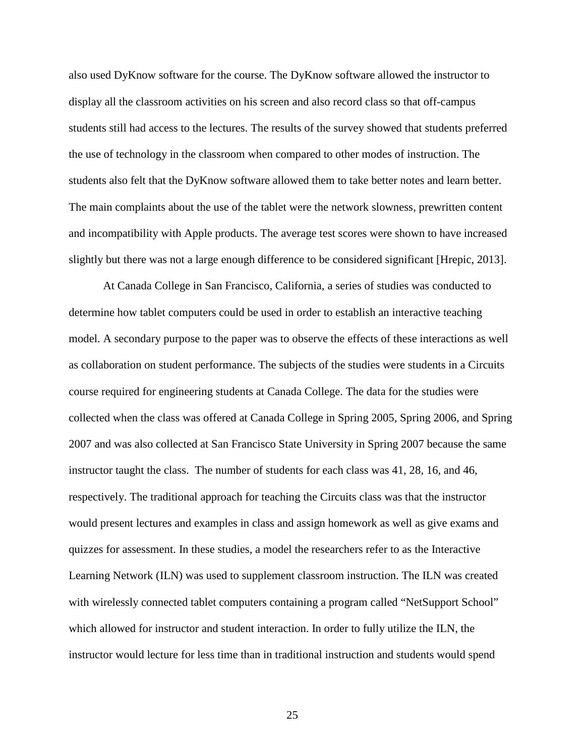also used DyKnow software for the course. The DyKnow software allowed the instructor to display all the classroom activities on his screen and also record class so that off-campus students still had access to the lectures. The results of the survey showed that students preferred the use of technology in the classroom when compared to other modes of instruction. The students also felt that the DyKnow software allowed them to take better notes and learn better. The main complaints about the use of the tablet were the network slowness, prewritten content and incompatibility with Apple products. The average test scores were shown to have increased slightly but there was not a large enough difference to be considered significant [Hrepic, 2013].

At Canada College in San Francisco, California, a series of studies was conducted to determine how tablet computers could be used in order to establish an interactive teaching model. A secondary purpose to the paper was to observe the effects of these interactions as well as collaboration on student performance. The subjects of the studies were students in a Circuits course required for engineering students at Canada College. The data for the studies were collected when the class was offered at Canada College in Spring 2005, Spring 2006, and Spring 2007 and was also collected at San Francisco State University in Spring 2007 because the same instructor taught the class. The number of students for each class was 41, 28, 16, and 46, respectively. The traditional approach for teaching the Circuits class was that the instructor would present lectures and examples in class and assign homework as well as give exams and quizzes for assessment. In these studies, a model the researchers refer to as the Interactive Learning Network (ILN) was used to supplement classroom instruction. The ILN was created with wirelessly connected tablet computers containing a program called "NetSupport School" which allowed for instructor and student interaction. In order to fully utilize the ILN, the instructor would lecture for less time than in traditional instruction and students would spend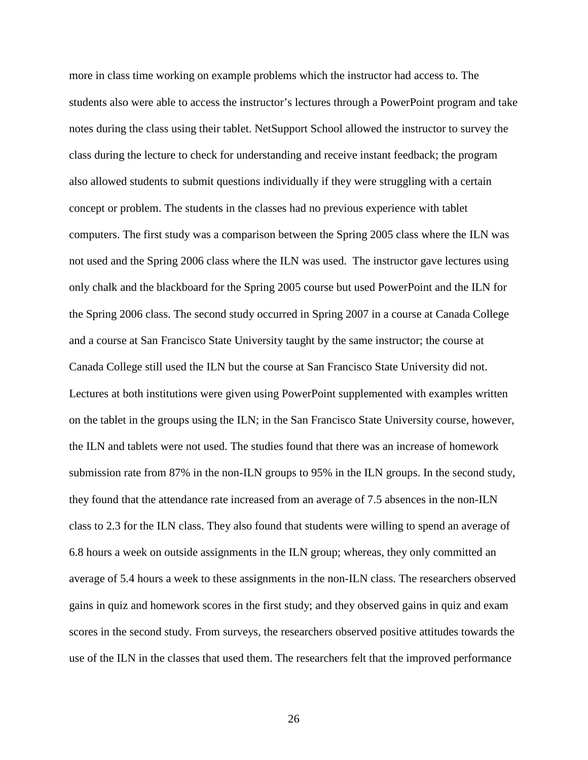more in class time working on example problems which the instructor had access to. The students also were able to access the instructor's lectures through a PowerPoint program and take notes during the class using their tablet. NetSupport School allowed the instructor to survey the class during the lecture to check for understanding and receive instant feedback; the program also allowed students to submit questions individually if they were struggling with a certain concept or problem. The students in the classes had no previous experience with tablet computers. The first study was a comparison between the Spring 2005 class where the ILN was not used and the Spring 2006 class where the ILN was used. The instructor gave lectures using only chalk and the blackboard for the Spring 2005 course but used PowerPoint and the ILN for the Spring 2006 class. The second study occurred in Spring 2007 in a course at Canada College and a course at San Francisco State University taught by the same instructor; the course at Canada College still used the ILN but the course at San Francisco State University did not. Lectures at both institutions were given using PowerPoint supplemented with examples written on the tablet in the groups using the ILN; in the San Francisco State University course, however, the ILN and tablets were not used. The studies found that there was an increase of homework submission rate from 87% in the non-ILN groups to 95% in the ILN groups. In the second study, they found that the attendance rate increased from an average of 7.5 absences in the non-ILN class to 2.3 for the ILN class. They also found that students were willing to spend an average of 6.8 hours a week on outside assignments in the ILN group; whereas, they only committed an average of 5.4 hours a week to these assignments in the non-ILN class. The researchers observed gains in quiz and homework scores in the first study; and they observed gains in quiz and exam scores in the second study. From surveys, the researchers observed positive attitudes towards the use of the ILN in the classes that used them. The researchers felt that the improved performance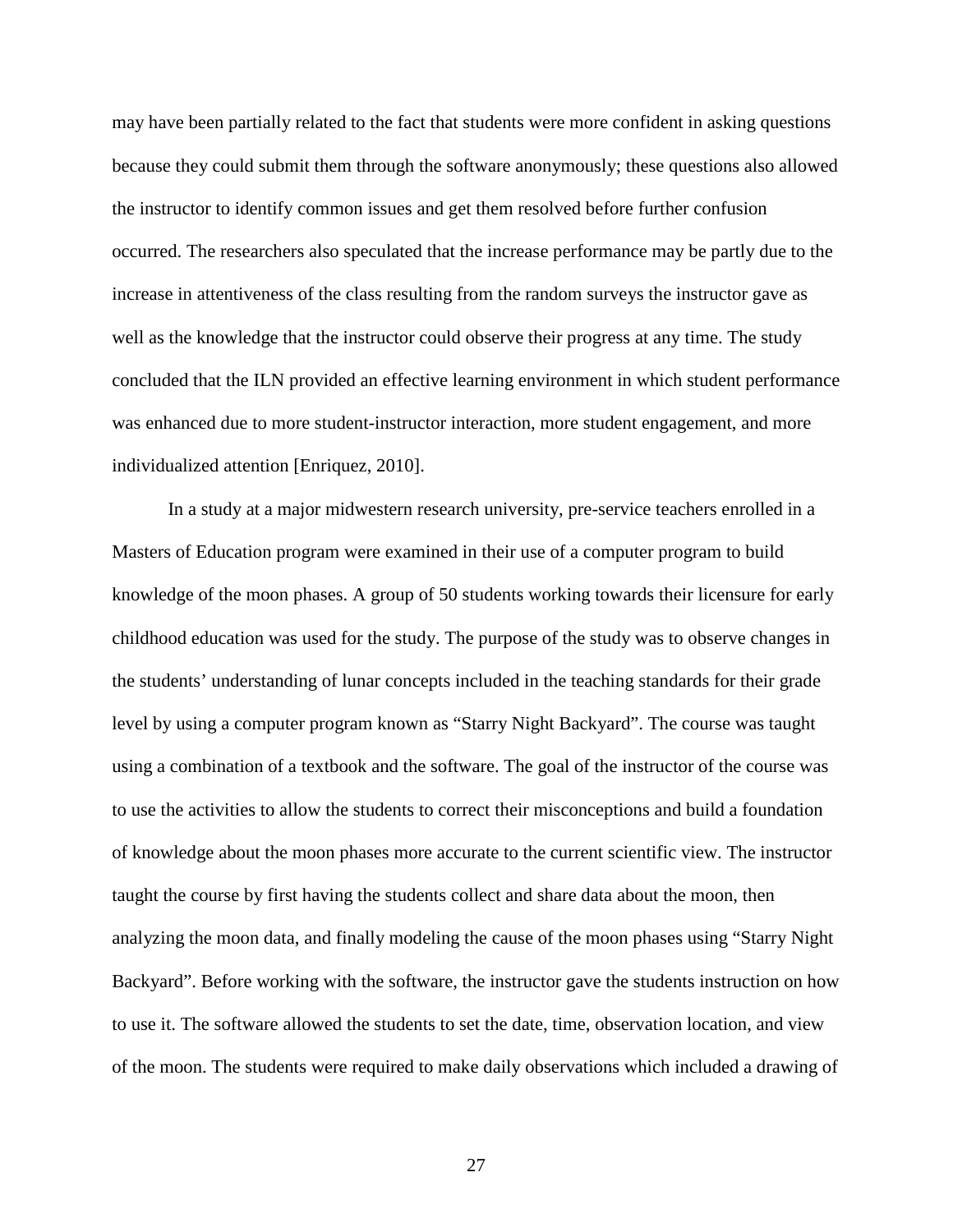may have been partially related to the fact that students were more confident in asking questions because they could submit them through the software anonymously; these questions also allowed the instructor to identify common issues and get them resolved before further confusion occurred. The researchers also speculated that the increase performance may be partly due to the increase in attentiveness of the class resulting from the random surveys the instructor gave as well as the knowledge that the instructor could observe their progress at any time. The study concluded that the ILN provided an effective learning environment in which student performance was enhanced due to more student-instructor interaction, more student engagement, and more individualized attention [Enriquez, 2010].

In a study at a major midwestern research university, pre-service teachers enrolled in a Masters of Education program were examined in their use of a computer program to build knowledge of the moon phases. A group of 50 students working towards their licensure for early childhood education was used for the study. The purpose of the study was to observe changes in the students' understanding of lunar concepts included in the teaching standards for their grade level by using a computer program known as "Starry Night Backyard". The course was taught using a combination of a textbook and the software. The goal of the instructor of the course was to use the activities to allow the students to correct their misconceptions and build a foundation of knowledge about the moon phases more accurate to the current scientific view. The instructor taught the course by first having the students collect and share data about the moon, then analyzing the moon data, and finally modeling the cause of the moon phases using "Starry Night Backyard". Before working with the software, the instructor gave the students instruction on how to use it. The software allowed the students to set the date, time, observation location, and view of the moon. The students were required to make daily observations which included a drawing of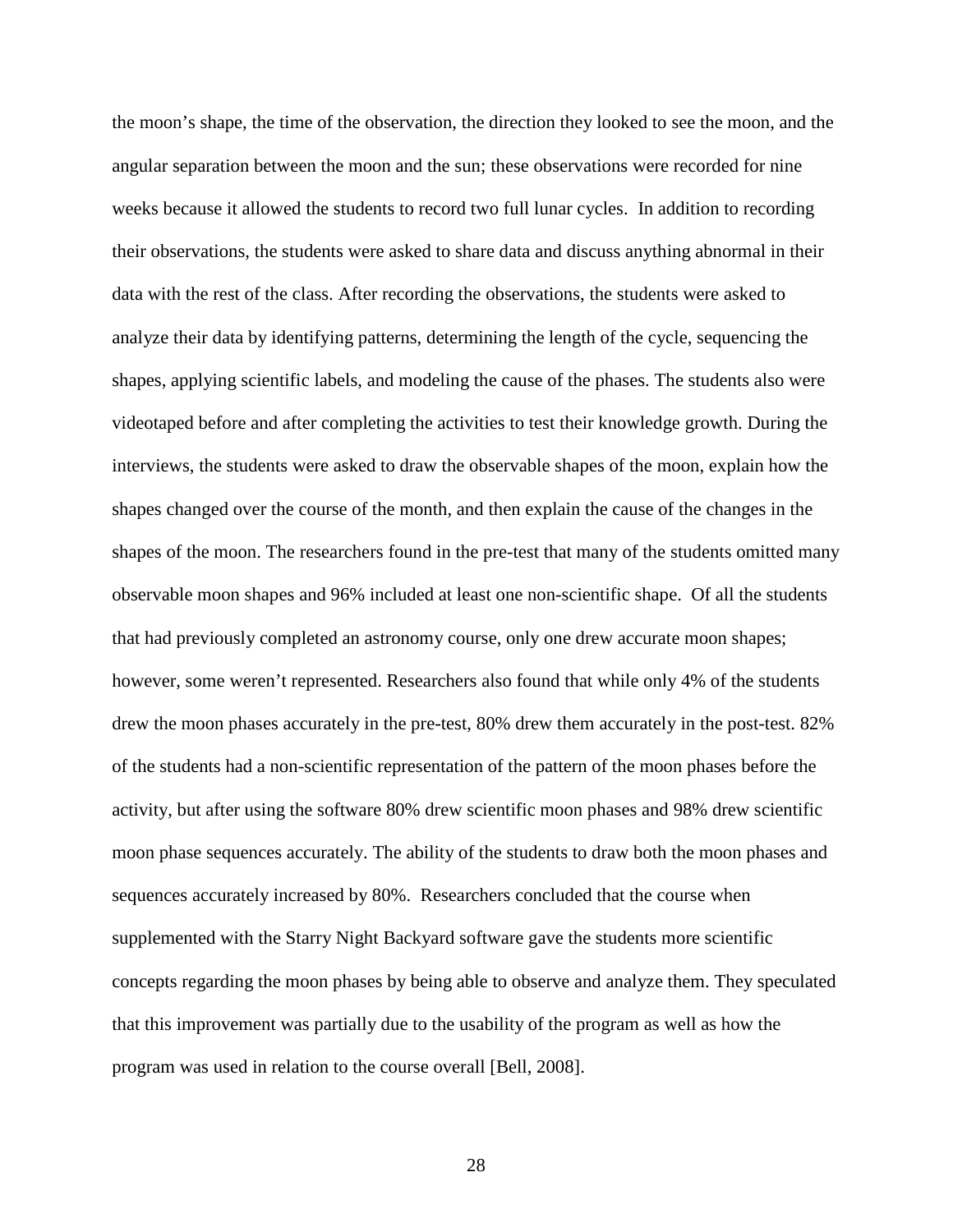the moon's shape, the time of the observation, the direction they looked to see the moon, and the angular separation between the moon and the sun; these observations were recorded for nine weeks because it allowed the students to record two full lunar cycles. In addition to recording their observations, the students were asked to share data and discuss anything abnormal in their data with the rest of the class. After recording the observations, the students were asked to analyze their data by identifying patterns, determining the length of the cycle, sequencing the shapes, applying scientific labels, and modeling the cause of the phases. The students also were videotaped before and after completing the activities to test their knowledge growth. During the interviews, the students were asked to draw the observable shapes of the moon, explain how the shapes changed over the course of the month, and then explain the cause of the changes in the shapes of the moon. The researchers found in the pre-test that many of the students omitted many observable moon shapes and 96% included at least one non-scientific shape. Of all the students that had previously completed an astronomy course, only one drew accurate moon shapes; however, some weren't represented. Researchers also found that while only 4% of the students drew the moon phases accurately in the pre-test, 80% drew them accurately in the post-test. 82% of the students had a non-scientific representation of the pattern of the moon phases before the activity, but after using the software 80% drew scientific moon phases and 98% drew scientific moon phase sequences accurately. The ability of the students to draw both the moon phases and sequences accurately increased by 80%. Researchers concluded that the course when supplemented with the Starry Night Backyard software gave the students more scientific concepts regarding the moon phases by being able to observe and analyze them. They speculated that this improvement was partially due to the usability of the program as well as how the program was used in relation to the course overall [Bell, 2008].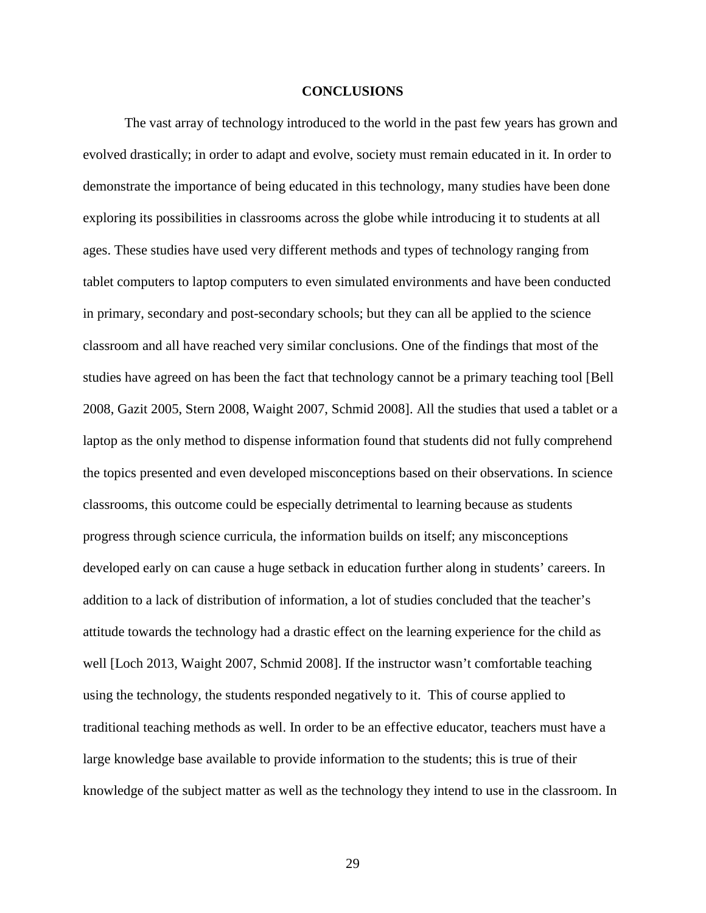# CONCLUSIONS

The vast array of technology introduced to the world in the past few years has grown and evolved drastically; in order to adapt and evolve, society must remain educated in it. In order to demonstrate the importance of being educated in this technology, many studies have been done exploring its possibilities in classrooms across the globe while introducing it to students at all ages. These studies have used very different methods and types of technology ranging from tablet computers to laptop computers to even simulated environments and have been conducted in primary, secondary and post-secondary schools; but they can all be applied to the science classroom and all have reached very similar conclusions. One of the findings that most of the studies have agreed on has been the fact that technology cannot be a primary teaching tool [Bell 2008, Gazit 2005, Stern 2008, Waight 2007, Schmid 2008]. All the studies that used a tablet or a laptop as the only method to dispense information found that students did not fully comprehend the topics presented and even developed misconceptions based on their observations. In science classrooms, this outcome could be especially detrimental to learning because as students progress through science curricula, the information builds on itself; any misconceptions developed early on can cause a huge setback in education further along in students' careers. In addition to a lack of distribution of information, a lot of studies concluded that the teacher's attitude towards the technology had a drastic effect on the learning experience for the child as well [Loch 2013, Waight 2007, Schmid 2008]. If the instructor wasn't comfortable teaching using the technology, the students responded negatively to it. This of course applied to traditional teaching methods as well. In order to be an effective educator, teachers must have a large knowledge base available to provide information to the students; this is true of their knowledge of the subject matter as well as the technology they intend to use in the classroom. In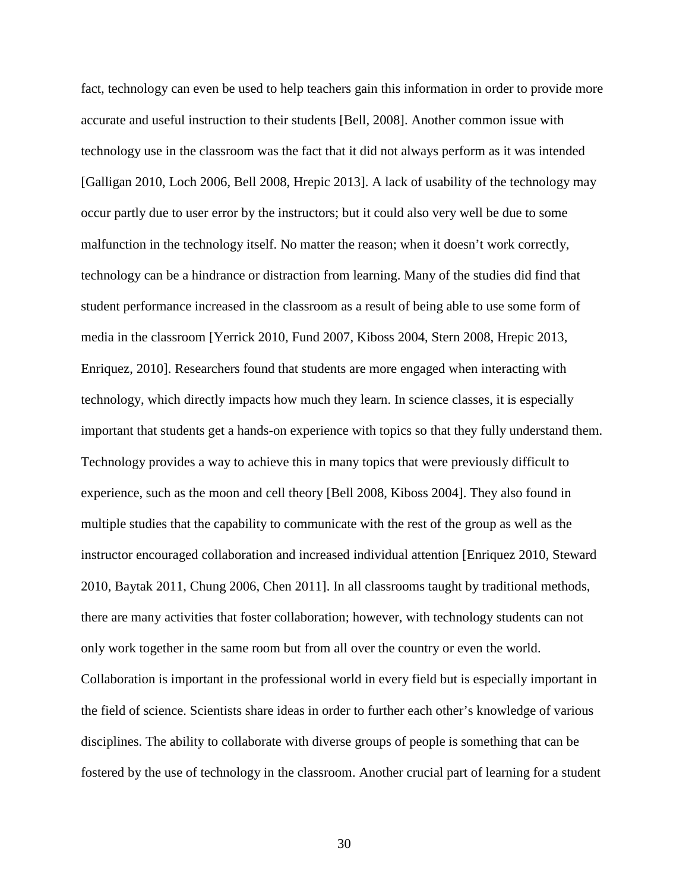fact, technology can even be used to help teachers gain this information in order to provide more accurate and useful instruction to their students [Bell, 2008]. Another common issue with technology use in the classroom was the fact that it did not always perform as it was intended [Galligan 2010, Loch 2006, Bell 2008, Hrepic 2013]. A lack of usability of the technology may occur partly due to user error by the instructors; but it could also very well be due to some malfunction in the technology itself. No matter the reason; when it doesn't work correctly, technology can be a hindrance or distraction from learning. Many of the studies did find that student performance increased in the classroom as a result of being able to use some form of media in the classroom [Yerrick 2010, Fund 2007, Kiboss 2004, Stern 2008, Hrepic 2013, Enriquez, 2010]. Researchers found that students are more engaged when interacting with technology, which directly impacts how much they learn. In science classes, it is especially important that students get a hands-on experience with topics so that they fully understand them. Technology provides a way to achieve this in many topics that were previously difficult to experience, such as the moon and cell theory [Bell 2008, Kiboss 2004]. They also found in multiple studies that the capability to communicate with the rest of the group as well as the instructor encouraged collaboration and increased individual attention [Enriquez 2010, Steward 2010, Baytak 2011, Chung 2006, Chen 2011]. In all classrooms taught by traditional methods, there are many activities that foster collaboration; however, with technology students can not only work together in the same room but from all over the country or even the world. Collaboration is important in the professional world in every field but is especially important in the field of science. Scientists share ideas in order to further each other's knowledge of various disciplines. The ability to collaborate with diverse groups of people is something that can be fostered by the use of technology in the classroom. Another crucial part of learning for a student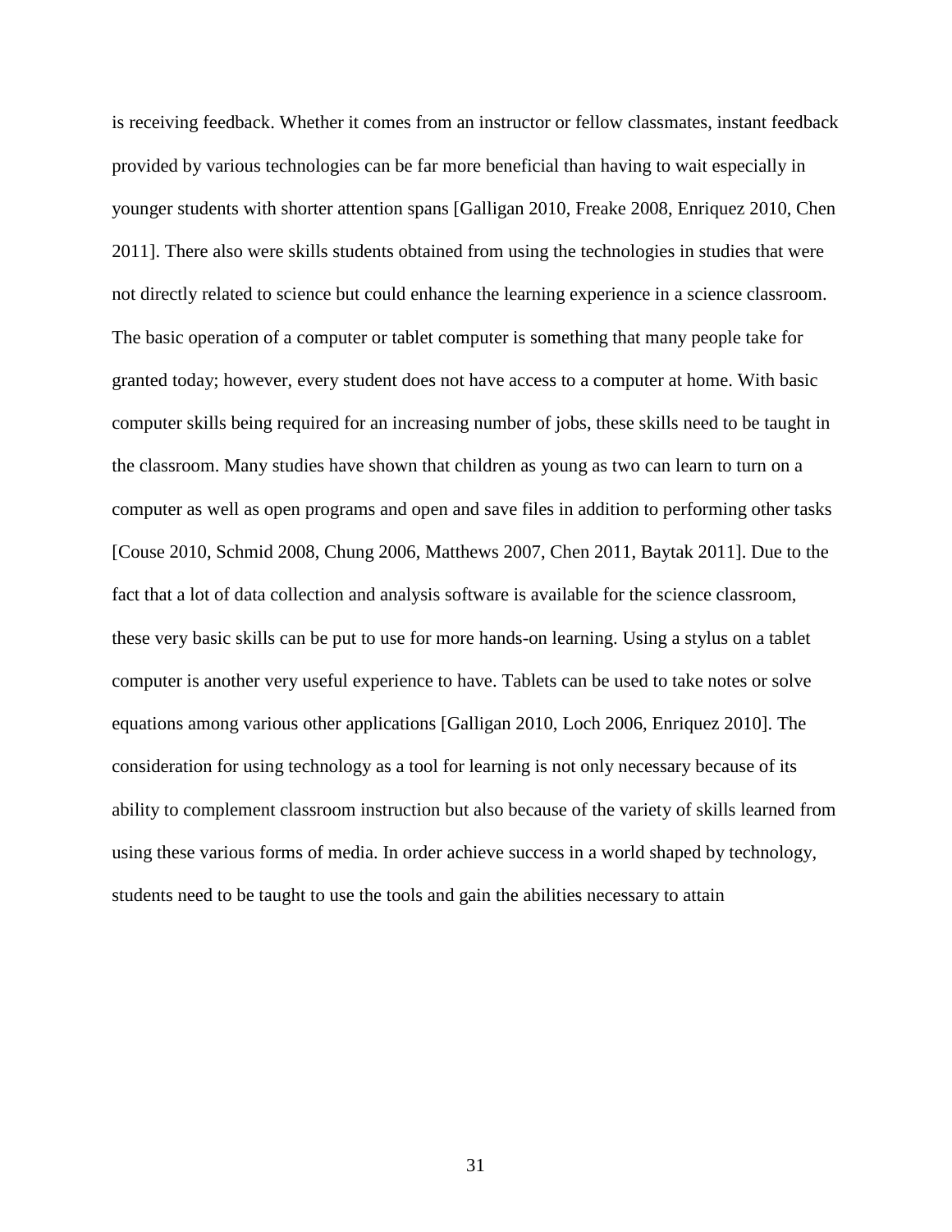is receiving feedback. Whether it comes from an instructor or fellow classmates, instant feedback provided by various technologies can be far more beneficial than having to wait especially in younger students with shorter attention spans [Galligan 2010, Freake 2008, Enriquez 2010, Chen 2011]. There also were skills students obtained from using the technologies in studies that were not directly related to science but could enhance the learning experience in a science classroom. The basic operation of a computer or tablet computer is something that many people take for granted today; however, every student does not have access to a computer at home. With basic computer skills being required for an increasing number of jobs, these skills need to be taught in the classroom. Many studies have shown that children as young as two can learn to turn on a computer as well as open programs and open and save files in addition to performing other tasks [Couse 2010, Schmid 2008, Chung 2006, Matthews 2007, Chen 2011, Baytak 2011]. Due to the fact that a lot of data collection and analysis software is available for the science classroom, these very basic skills can be put to use for more hands-on learning. Using a stylus on a tablet computer is another very useful experience to have. Tablets can be used to take notes or solve equations among various other applications [Galligan 2010, Loch 2006, Enriquez 2010]. The consideration for using technology as a tool for learning is not only necessary because of its ability to complement classroom instruction but also because of the variety of skills learned from using these various forms of media. In order achieve success in a world shaped by technology, students need to be taught to use the tools and gain the abilities necessary to attain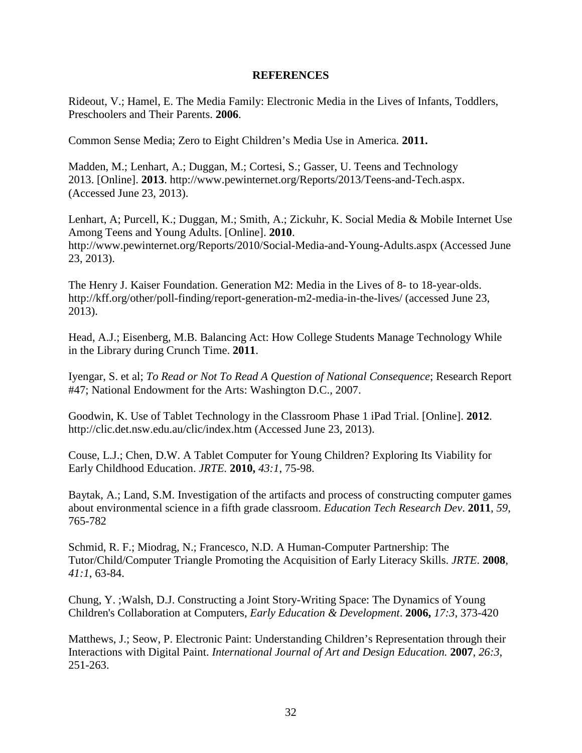## REFERENCES

Rideout, V.; Hamel, E. The Media Family: Electronic Media in the Lives of Infants, Toddlers, Preschoolers and Their Parents. **2006**.

Common Sense Media; Zero to Eight Children's Media Use in America. **2011.**

Madden, M.; Lenhart, A.; Duggan, M.; Cortesi, S.; Gasser, U. Teens and Technology 2013. [Online]. **2013**. http://www.pewinternet.org/Reports/2013/Teens-and-Tech.aspx. (Accessed June 23, 2013).

Lenhart, A; Purcell, K.; Duggan, M.; Smith, A.; Zickuhr, K. Social Media & Mobile Internet Use Among Teens and Young Adults. [Online]. **2010**. http://www.pewinternet.org/Reports/2010/Social-Media-and-Young-Adults.aspx (Accessed June 23, 2013).

The Henry J. Kaiser Foundation. Generation M2: Media in the Lives of 8- to 18-year-olds. http://kff.org/other/poll-finding/report-generation-m2-media-in-the-lives/ (accessed June 23, 2013).

Head, A.J.; Eisenberg, M.B. Balancing Act: How College Students Manage Technology While in the Library during Crunch Time. **2011**.

Iyengar, S. et al; *To Read or Not To Read A Question of National Consequence*; Research Report #47; National Endowment for the Arts: Washington D.C., 2007.

Goodwin, K. Use of Tablet Technology in the Classroom Phase 1 iPad Trial. [Online]. **2012**. http://clic.det.nsw.edu.au/clic/index.htm (Accessed June 23, 2013).

Couse, L.J.; Chen, D.W. A Tablet Computer for Young Children? Exploring Its Viability for Early Childhood Education. *JRTE.* **2010,** *43:1*, 75-98.

Baytak, A.; Land, S.M. Investigation of the artifacts and process of constructing computer games about environmental science in a fifth grade classroom. *Education Tech Research Dev*. **2011**, *59*, 765-782

Schmid, R. F.; Miodrag, N.; Francesco, N.D. A Human-Computer Partnership: The Tutor/Child/Computer Triangle Promoting the Acquisition of Early Literacy Skills. *JRTE*. **2008**, *41:1*, 63-84.

Chung, Y. ;Walsh, D.J. Constructing a Joint Story-Writing Space: The Dynamics of Young Children's Collaboration at Computers, *Early Education & Development*. **2006,** *17:3*, 373-420

Matthews, J.; Seow, P. Electronic Paint: Understanding Children's Representation through their Interactions with Digital Paint. *International Journal of Art and Design Education.* **2007**, *26:3*, 251-263.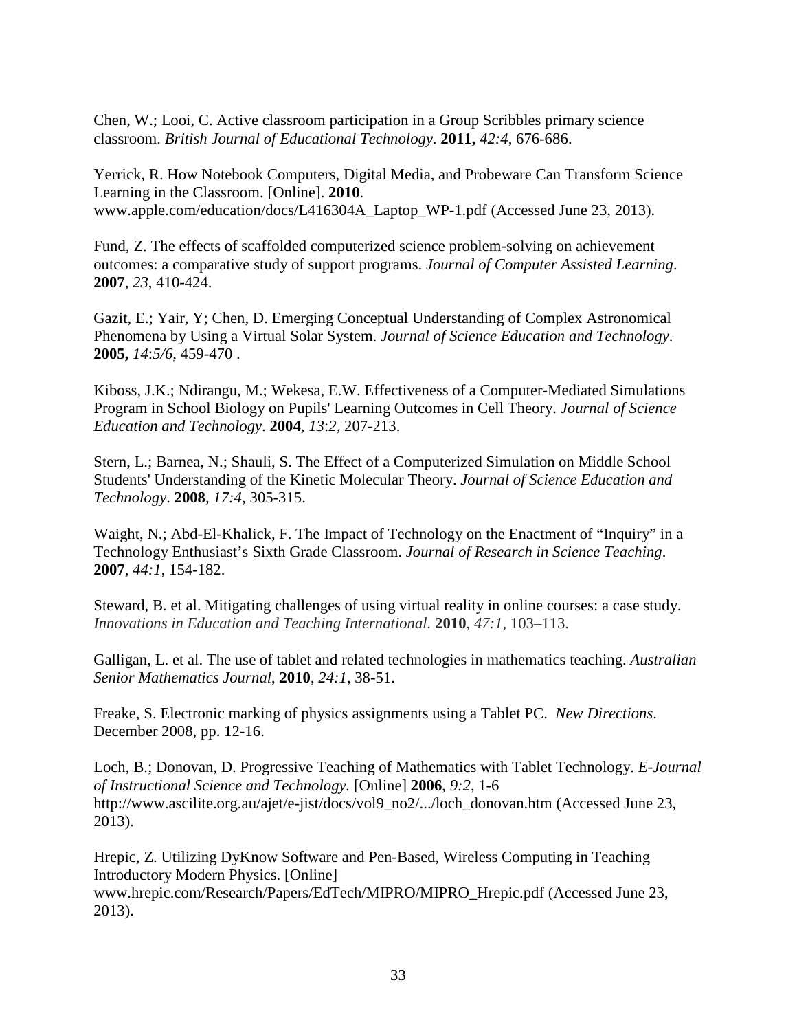Chen, W.; Looi, C. Active classroom participation in a Group Scribbles primary science classroom. *British Journal of Educational Technology*. **2011,** *42:4*, 676-686.

Yerrick, R. How Notebook Computers, Digital Media, and Probeware Can Transform Science Learning in the Classroom. [Online]. **2010**. www.apple.com/education/docs/L416304A_Laptop_WP-1.pdf (Accessed June 23, 2013).

Fund, Z. The effects of scaffolded computerized science problem-solving on achievement outcomes: a comparative study of support programs. *Journal of Computer Assisted Learning*. **2007**, *23*, 410-424.

Gazit, E.; Yair, Y; Chen, D. Emerging Conceptual Understanding of Complex Astronomical Phenomena by Using a Virtual Solar System. *Journal of Science Education and Technology*. **2005,** *14*:*5/6,* 459-470 .

Kiboss, J.K.; Ndirangu, M.; Wekesa, E.W. Effectiveness of a Computer-Mediated Simulations Program in School Biology on Pupils' Learning Outcomes in Cell Theory. *Journal of Science Education and Technology*. **2004**, *13*:*2,* 207-213.

Stern, L.; Barnea, N.; Shauli, S. The Effect of a Computerized Simulation on Middle School Students' Understanding of the Kinetic Molecular Theory. *Journal of Science Education and Technology*. **2008**, *17:4*, 305-315.

Waight, N.; Abd-El-Khalick, F. The Impact of Technology on the Enactment of "Inquiry" in a Technology Enthusiast's Sixth Grade Classroom. *Journal of Research in Science Teaching*. **2007**, *44:1*, 154-182.

Steward, B. et al. Mitigating challenges of using virtual reality in online courses: a case study. *Innovations in Education and Teaching International.* **2010**, *47:1*, 103–113.

Galligan, L. et al. The use of tablet and related technologies in mathematics teaching. *Australian Senior Mathematics Journal*, **2010**, *24:1*, 38-51.

Freake, S. Electronic marking of physics assignments using a Tablet PC. *New Directions*. December 2008, pp. 12-16.

Loch, B.; Donovan, D. Progressive Teaching of Mathematics with Tablet Technology. *E-Journal of Instructional Science and Technology.* [Online] **2006**, *9:2*, 1-6 http://www.ascilite.org.au/ajet/e-jist/docs/vol9_no2/.../loch_donovan.htm (Accessed June 23, 2013).

Hrepic, Z. Utilizing DyKnow Software and Pen-Based, Wireless Computing in Teaching Introductory Modern Physics. [Online] www.hrepic.com/Research/Papers/EdTech/MIPRO/MIPRO_Hrepic.pdf (Accessed June 23, 2013).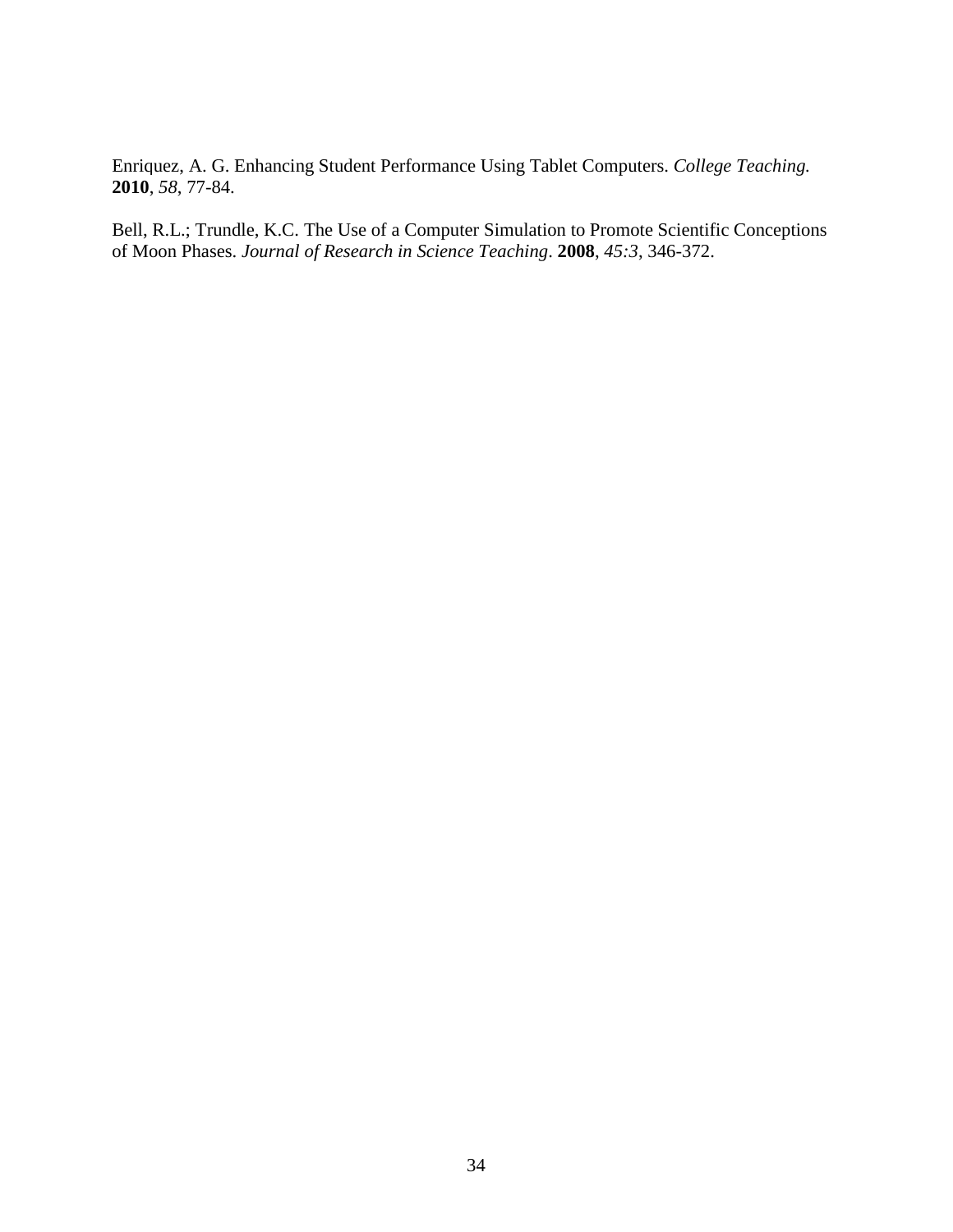Enriquez, A. G. Enhancing Student Performance Using Tablet Computers. *College Teaching.* **2010**, *58*, 77-84.

Bell, R.L.; Trundle, K.C. The Use of a Computer Simulation to Promote Scientific Conceptions of Moon Phases. *Journal of Research in Science Teaching*. **2008**, *45:3*, 346-372.